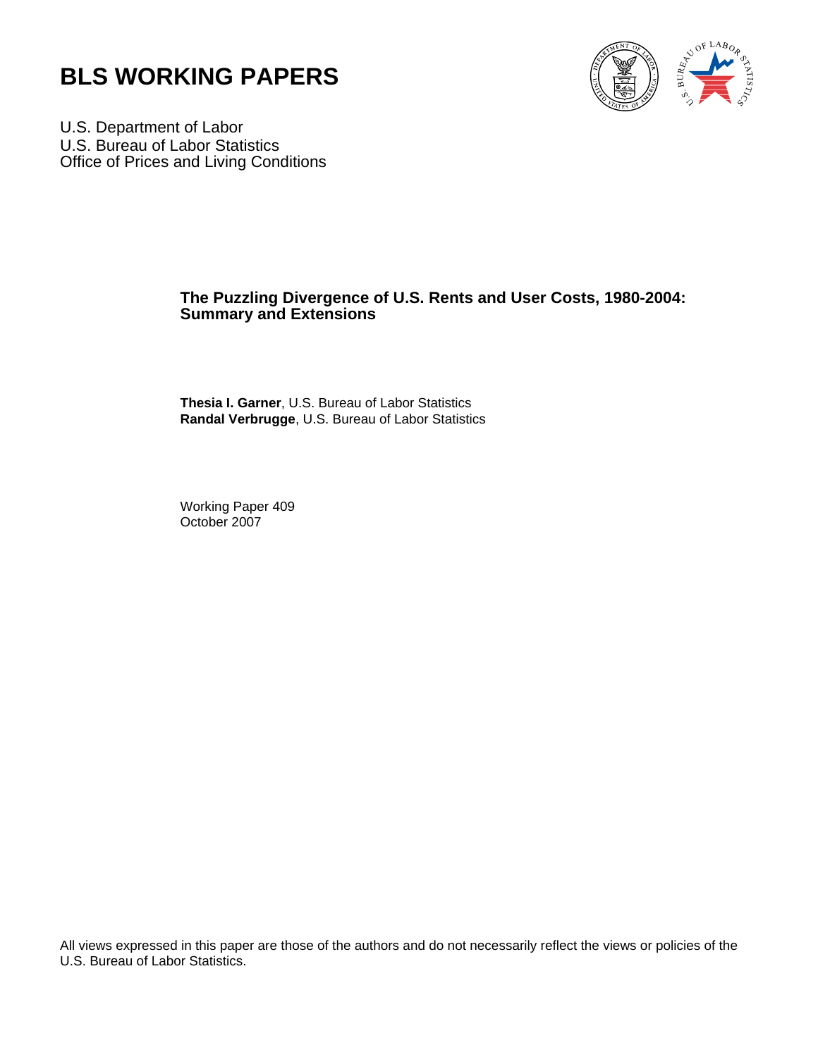# BLS WORKING PAPERS

U.S. Department of Labor
U.S. Bureau of Labor Statistics
Office of Prices and Living Conditions

## The Puzzling Divergence of U.S. Rents and User Costs, 1980-2004: Summary and Extensions

**Thesia I. Garner**, U.S. Bureau of Labor Statistics
**Randal Verbrugge**, U.S. Bureau of Labor Statistics

Working Paper 409
October 2007

All views expressed in this paper are those of the authors and do not necessarily reflect the views or policies of the U.S. Bureau of Labor Statistics.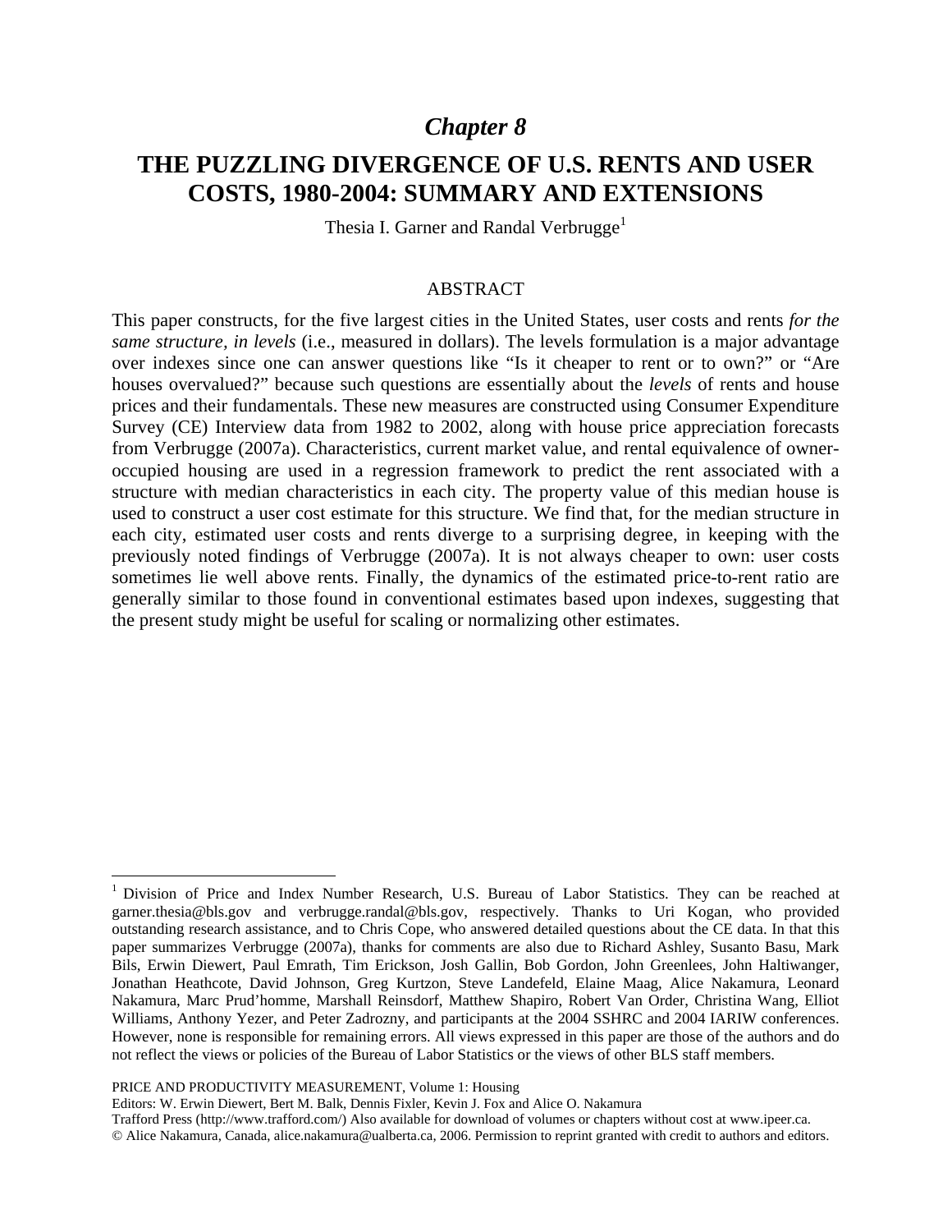# *Chapter 8*

# THE PUZZLING DIVERGENCE OF U.S. RENTS AND USER COSTS, 1980-2004: SUMMARY AND EXTENSIONS

Thesia I. Garner and Randal Verbrugge[1]

## ABSTRACT

This paper constructs, for the five largest cities in the United States, user costs and rents *for the same structure, in levels* (i.e., measured in dollars). The levels formulation is a major advantage over indexes since one can answer questions like "Is it cheaper to rent or to own?" or "Are houses overvalued?" because such questions are essentially about the *levels* of rents and house prices and their fundamentals. These new measures are constructed using Consumer Expenditure Survey (CE) Interview data from 1982 to 2002, along with house price appreciation forecasts from Verbrugge (2007a). Characteristics, current market value, and rental equivalence of owner-occupied housing are used in a regression framework to predict the rent associated with a structure with median characteristics in each city. The property value of this median house is used to construct a user cost estimate for this structure. We find that, for the median structure in each city, estimated user costs and rents diverge to a surprising degree, in keeping with the previously noted findings of Verbrugge (2007a). It is not always cheaper to own: user costs sometimes lie well above rents. Finally, the dynamics of the estimated price-to-rent ratio are generally similar to those found in conventional estimates based upon indexes, suggesting that the present study might be useful for scaling or normalizing other estimates.

---

[1] Division of Price and Index Number Research, U.S. Bureau of Labor Statistics. They can be reached at garner.thesia@bls.gov and verbrugge.randal@bls.gov, respectively. Thanks to Uri Kogan, who provided outstanding research assistance, and to Chris Cope, who answered detailed questions about the CE data. In that this paper summarizes Verbrugge (2007a), thanks for comments are also due to Richard Ashley, Susanto Basu, Mark Bils, Erwin Diewert, Paul Emrath, Tim Erickson, Josh Gallin, Bob Gordon, John Greenlees, John Haltiwanger, Jonathan Heathcote, David Johnson, Greg Kurtzon, Steve Landefeld, Elaine Maag, Alice Nakamura, Leonard Nakamura, Marc Prud'homme, Marshall Reinsdorf, Matthew Shapiro, Robert Van Order, Christina Wang, Elliot Williams, Anthony Yezer, and Peter Zadrozny, and participants at the 2004 SSHRC and 2004 IARIW conferences. However, none is responsible for remaining errors. All views expressed in this paper are those of the authors and do not reflect the views or policies of the Bureau of Labor Statistics or the views of other BLS staff members.

PRICE AND PRODUCTIVITY MEASUREMENT, Volume 1: Housing
Editors: W. Erwin Diewert, Bert M. Balk, Dennis Fixler, Kevin J. Fox and Alice O. Nakamura
Trafford Press (http://www.trafford.com/) Also available for download of volumes or chapters without cost at www.ipeer.ca.
© Alice Nakamura, Canada, alice.nakamura@ualberta.ca, 2006. Permission to reprint granted with credit to authors and editors.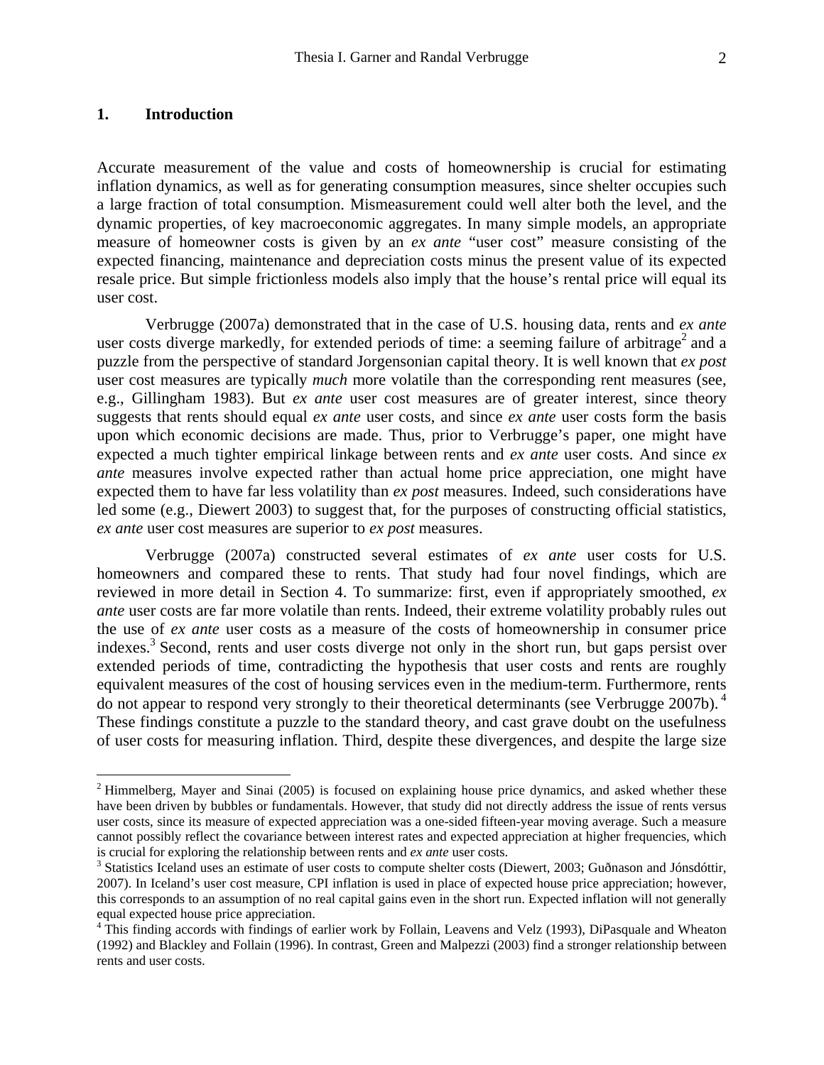## 1. Introduction

Accurate measurement of the value and costs of homeownership is crucial for estimating inflation dynamics, as well as for generating consumption measures, since shelter occupies such a large fraction of total consumption. Mismeasurement could well alter both the level, and the dynamic properties, of key macroeconomic aggregates. In many simple models, an appropriate measure of homeowner costs is given by an *ex ante* "user cost" measure consisting of the expected financing, maintenance and depreciation costs minus the present value of its expected resale price. But simple frictionless models also imply that the house's rental price will equal its user cost.

Verbrugge (2007a) demonstrated that in the case of U.S. housing data, rents and *ex ante* user costs diverge markedly, for extended periods of time: a seeming failure of arbitrage[2] and a puzzle from the perspective of standard Jorgensonian capital theory. It is well known that *ex post* user cost measures are typically *much* more volatile than the corresponding rent measures (see, e.g., Gillingham 1983). But *ex ante* user cost measures are of greater interest, since theory suggests that rents should equal *ex ante* user costs, and since *ex ante* user costs form the basis upon which economic decisions are made. Thus, prior to Verbrugge's paper, one might have expected a much tighter empirical linkage between rents and *ex ante* user costs. And since *ex ante* measures involve expected rather than actual home price appreciation, one might have expected them to have far less volatility than *ex post* measures. Indeed, such considerations have led some (e.g., Diewert 2003) to suggest that, for the purposes of constructing official statistics, *ex ante* user cost measures are superior to *ex post* measures.

Verbrugge (2007a) constructed several estimates of *ex ante* user costs for U.S. homeowners and compared these to rents. That study had four novel findings, which are reviewed in more detail in Section 4. To summarize: first, even if appropriately smoothed, *ex ante* user costs are far more volatile than rents. Indeed, their extreme volatility probably rules out the use of *ex ante* user costs as a measure of the costs of homeownership in consumer price indexes.[3] Second, rents and user costs diverge not only in the short run, but gaps persist over extended periods of time, contradicting the hypothesis that user costs and rents are roughly equivalent measures of the cost of housing services even in the medium-term. Furthermore, rents do not appear to respond very strongly to their theoretical determinants (see Verbrugge 2007b).[4] These findings constitute a puzzle to the standard theory, and cast grave doubt on the usefulness of user costs for measuring inflation. Third, despite these divergences, and despite the large size

---

[2] Himmelberg, Mayer and Sinai (2005) is focused on explaining house price dynamics, and asked whether these have been driven by bubbles or fundamentals. However, that study did not directly address the issue of rents versus user costs, since its measure of expected appreciation was a one-sided fifteen-year moving average. Such a measure cannot possibly reflect the covariance between interest rates and expected appreciation at higher frequencies, which is crucial for exploring the relationship between rents and *ex ante* user costs.

[3] Statistics Iceland uses an estimate of user costs to compute shelter costs (Diewert, 2003; Guðnason and Jónsdóttir, 2007). In Iceland's user cost measure, CPI inflation is used in place of expected house price appreciation; however, this corresponds to an assumption of no real capital gains even in the short run. Expected inflation will not generally equal expected house price appreciation.

[4] This finding accords with findings of earlier work by Follain, Leavens and Velz (1993), DiPasquale and Wheaton (1992) and Blackley and Follain (1996). In contrast, Green and Malpezzi (2003) find a stronger relationship between rents and user costs.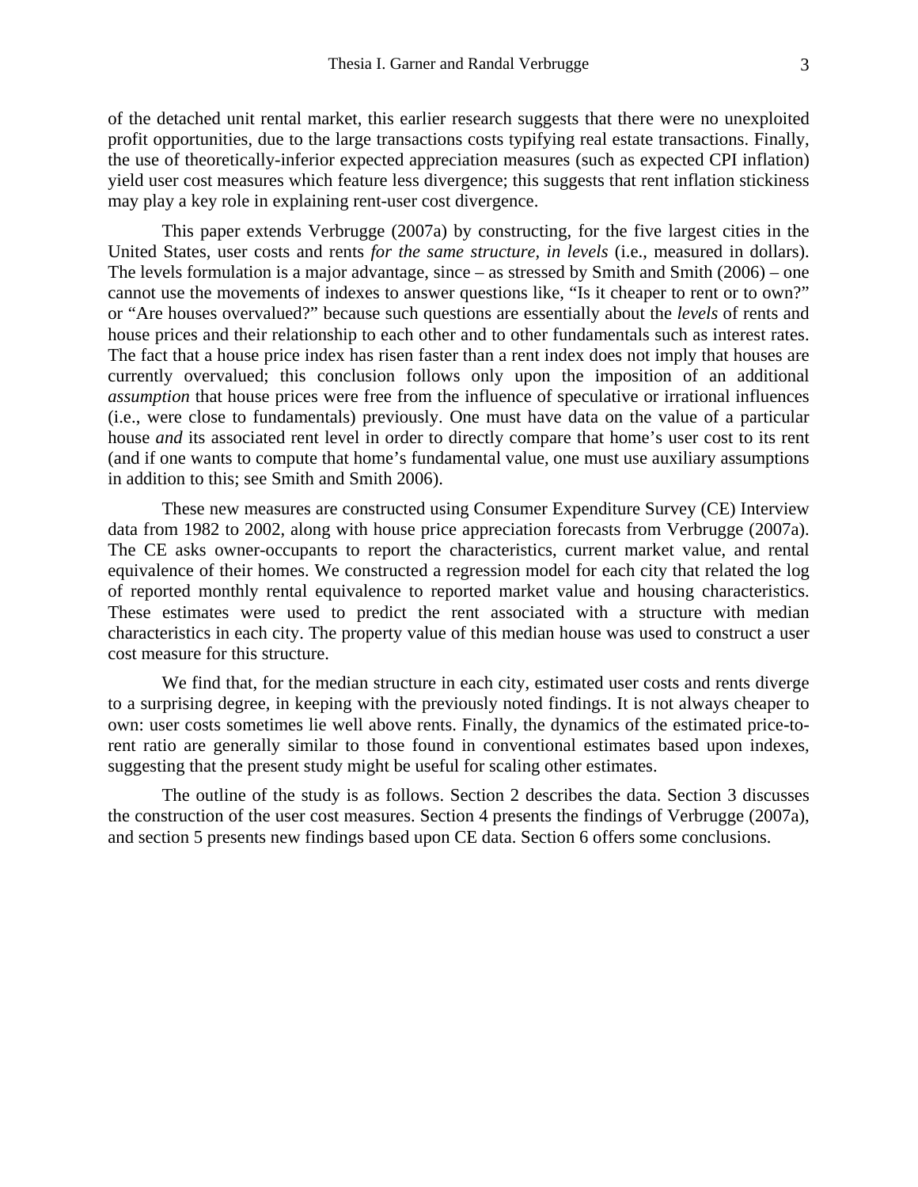of the detached unit rental market, this earlier research suggests that there were no unexploited profit opportunities, due to the large transactions costs typifying real estate transactions. Finally, the use of theoretically-inferior expected appreciation measures (such as expected CPI inflation) yield user cost measures which feature less divergence; this suggests that rent inflation stickiness may play a key role in explaining rent-user cost divergence.

This paper extends Verbrugge (2007a) by constructing, for the five largest cities in the United States, user costs and rents *for the same structure, in levels* (i.e., measured in dollars). The levels formulation is a major advantage, since – as stressed by Smith and Smith (2006) – one cannot use the movements of indexes to answer questions like, "Is it cheaper to rent or to own?" or "Are houses overvalued?" because such questions are essentially about the *levels* of rents and house prices and their relationship to each other and to other fundamentals such as interest rates. The fact that a house price index has risen faster than a rent index does not imply that houses are currently overvalued; this conclusion follows only upon the imposition of an additional *assumption* that house prices were free from the influence of speculative or irrational influences (i.e., were close to fundamentals) previously. One must have data on the value of a particular house ***and*** its associated rent level in order to directly compare that home's user cost to its rent (and if one wants to compute that home's fundamental value, one must use auxiliary assumptions in addition to this; see Smith and Smith 2006).

These new measures are constructed using Consumer Expenditure Survey (CE) Interview data from 1982 to 2002, along with house price appreciation forecasts from Verbrugge (2007a). The CE asks owner-occupants to report the characteristics, current market value, and rental equivalence of their homes. We constructed a regression model for each city that related the log of reported monthly rental equivalence to reported market value and housing characteristics. These estimates were used to predict the rent associated with a structure with median characteristics in each city. The property value of this median house was used to construct a user cost measure for this structure.

We find that, for the median structure in each city, estimated user costs and rents diverge to a surprising degree, in keeping with the previously noted findings. It is not always cheaper to own: user costs sometimes lie well above rents. Finally, the dynamics of the estimated price-to-rent ratio are generally similar to those found in conventional estimates based upon indexes, suggesting that the present study might be useful for scaling other estimates.

The outline of the study is as follows. Section 2 describes the data. Section 3 discusses the construction of the user cost measures. Section 4 presents the findings of Verbrugge (2007a), and section 5 presents new findings based upon CE data. Section 6 offers some conclusions.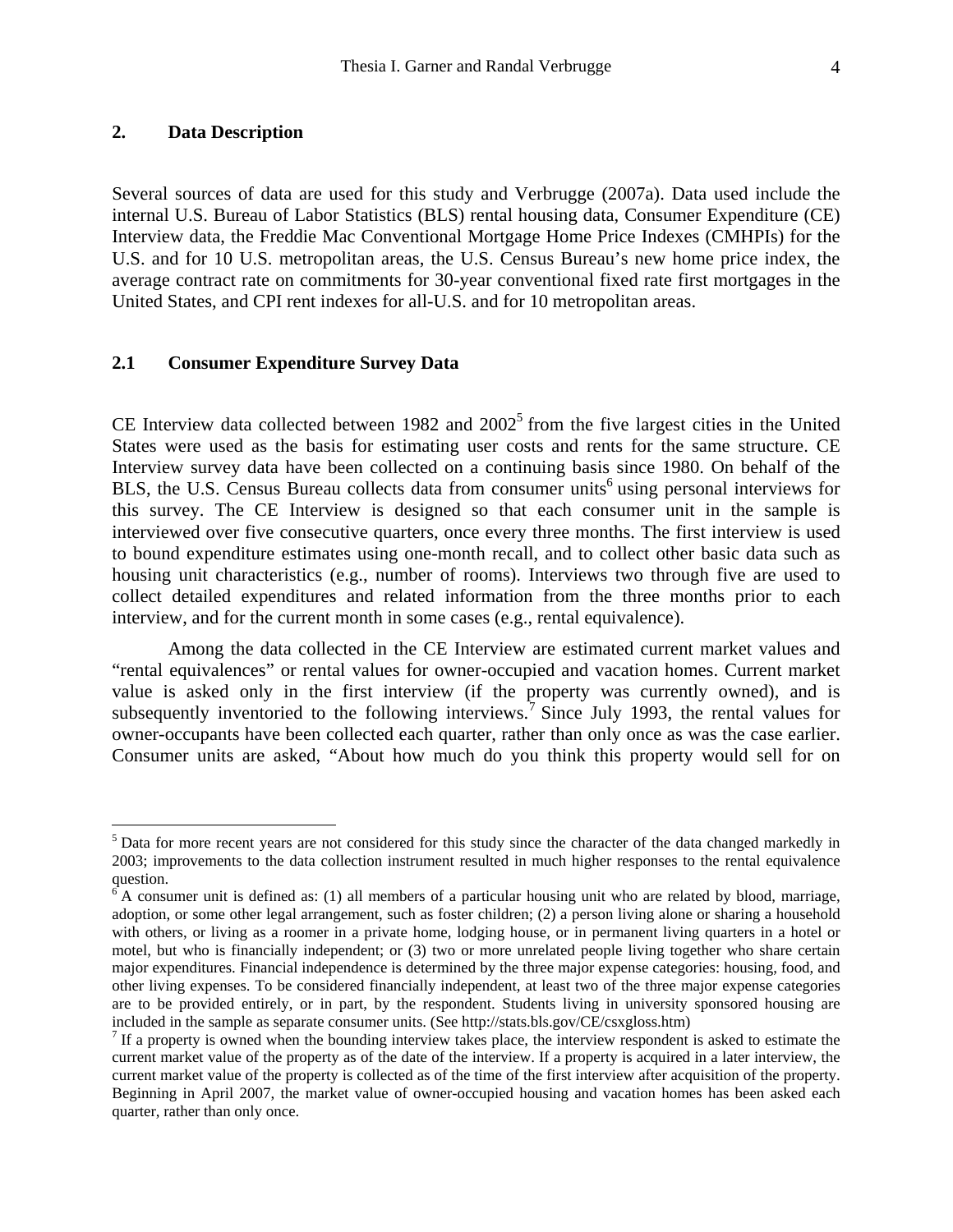## 2. Data Description

Several sources of data are used for this study and Verbrugge (2007a). Data used include the internal U.S. Bureau of Labor Statistics (BLS) rental housing data, Consumer Expenditure (CE) Interview data, the Freddie Mac Conventional Mortgage Home Price Indexes (CMHPIs) for the U.S. and for 10 U.S. metropolitan areas, the U.S. Census Bureau's new home price index, the average contract rate on commitments for 30-year conventional fixed rate first mortgages in the United States, and CPI rent indexes for all-U.S. and for 10 metropolitan areas.

### 2.1 Consumer Expenditure Survey Data

CE Interview data collected between 1982 and 2002[5] from the five largest cities in the United States were used as the basis for estimating user costs and rents for the same structure. CE Interview survey data have been collected on a continuing basis since 1980. On behalf of the BLS, the U.S. Census Bureau collects data from consumer units[6] using personal interviews for this survey. The CE Interview is designed so that each consumer unit in the sample is interviewed over five consecutive quarters, once every three months. The first interview is used to bound expenditure estimates using one-month recall, and to collect other basic data such as housing unit characteristics (e.g., number of rooms). Interviews two through five are used to collect detailed expenditures and related information from the three months prior to each interview, and for the current month in some cases (e.g., rental equivalence).

Among the data collected in the CE Interview are estimated current market values and "rental equivalences" or rental values for owner-occupied and vacation homes. Current market value is asked only in the first interview (if the property was currently owned), and is subsequently inventoried to the following interviews.[7] Since July 1993, the rental values for owner-occupants have been collected each quarter, rather than only once as was the case earlier. Consumer units are asked, "About how much do you think this property would sell for on

---

[5] Data for more recent years are not considered for this study since the character of the data changed markedly in 2003; improvements to the data collection instrument resulted in much higher responses to the rental equivalence question.

[6] A consumer unit is defined as: (1) all members of a particular housing unit who are related by blood, marriage, adoption, or some other legal arrangement, such as foster children; (2) a person living alone or sharing a household with others, or living as a roomer in a private home, lodging house, or in permanent living quarters in a hotel or motel, but who is financially independent; or (3) two or more unrelated people living together who share certain major expenditures. Financial independence is determined by the three major expense categories: housing, food, and other living expenses. To be considered financially independent, at least two of the three major expense categories are to be provided entirely, or in part, by the respondent. Students living in university sponsored housing are included in the sample as separate consumer units. (See http://stats.bls.gov/CE/csxgloss.htm)

[7] If a property is owned when the bounding interview takes place, the interview respondent is asked to estimate the current market value of the property as of the date of the interview. If a property is acquired in a later interview, the current market value of the property is collected as of the time of the first interview after acquisition of the property. Beginning in April 2007, the market value of owner-occupied housing and vacation homes has been asked each quarter, rather than only once.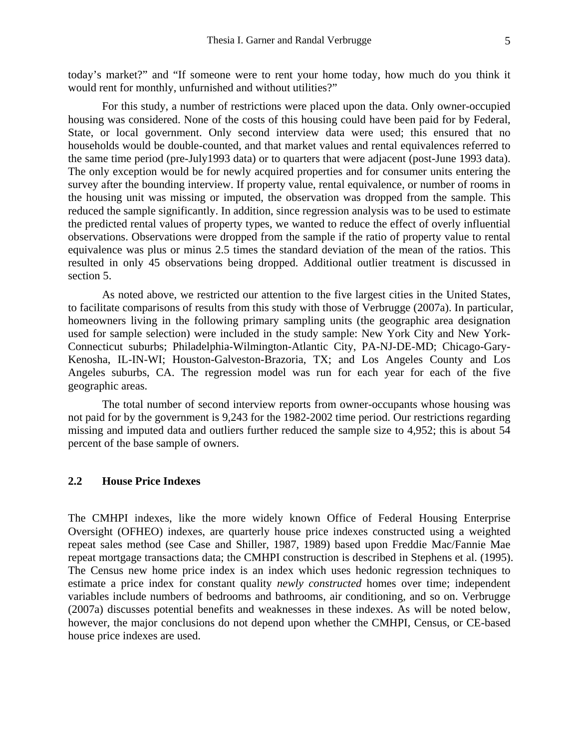today's market?" and "If someone were to rent your home today, how much do you think it would rent for monthly, unfurnished and without utilities?"

For this study, a number of restrictions were placed upon the data. Only owner-occupied housing was considered. None of the costs of this housing could have been paid for by Federal, State, or local government. Only second interview data were used; this ensured that no households would be double-counted, and that market values and rental equivalences referred to the same time period (pre-July1993 data) or to quarters that were adjacent (post-June 1993 data). The only exception would be for newly acquired properties and for consumer units entering the survey after the bounding interview. If property value, rental equivalence, or number of rooms in the housing unit was missing or imputed, the observation was dropped from the sample. This reduced the sample significantly. In addition, since regression analysis was to be used to estimate the predicted rental values of property types, we wanted to reduce the effect of overly influential observations. Observations were dropped from the sample if the ratio of property value to rental equivalence was plus or minus 2.5 times the standard deviation of the mean of the ratios. This resulted in only 45 observations being dropped. Additional outlier treatment is discussed in section 5.

As noted above, we restricted our attention to the five largest cities in the United States, to facilitate comparisons of results from this study with those of Verbrugge (2007a). In particular, homeowners living in the following primary sampling units (the geographic area designation used for sample selection) were included in the study sample: New York City and New York-Connecticut suburbs; Philadelphia-Wilmington-Atlantic City, PA-NJ-DE-MD; Chicago-Gary-Kenosha, IL-IN-WI; Houston-Galveston-Brazoria, TX; and Los Angeles County and Los Angeles suburbs, CA. The regression model was run for each year for each of the five geographic areas.

The total number of second interview reports from owner-occupants whose housing was not paid for by the government is 9,243 for the 1982-2002 time period. Our restrictions regarding missing and imputed data and outliers further reduced the sample size to 4,952; this is about 54 percent of the base sample of owners.

## 2.2 House Price Indexes

The CMHPI indexes, like the more widely known Office of Federal Housing Enterprise Oversight (OFHEO) indexes, are quarterly house price indexes constructed using a weighted repeat sales method (see Case and Shiller, 1987, 1989) based upon Freddie Mac/Fannie Mae repeat mortgage transactions data; the CMHPI construction is described in Stephens et al. (1995). The Census new home price index is an index which uses hedonic regression techniques to estimate a price index for constant quality *newly constructed* homes over time; independent variables include numbers of bedrooms and bathrooms, air conditioning, and so on. Verbrugge (2007a) discusses potential benefits and weaknesses in these indexes. As will be noted below, however, the major conclusions do not depend upon whether the CMHPI, Census, or CE-based house price indexes are used.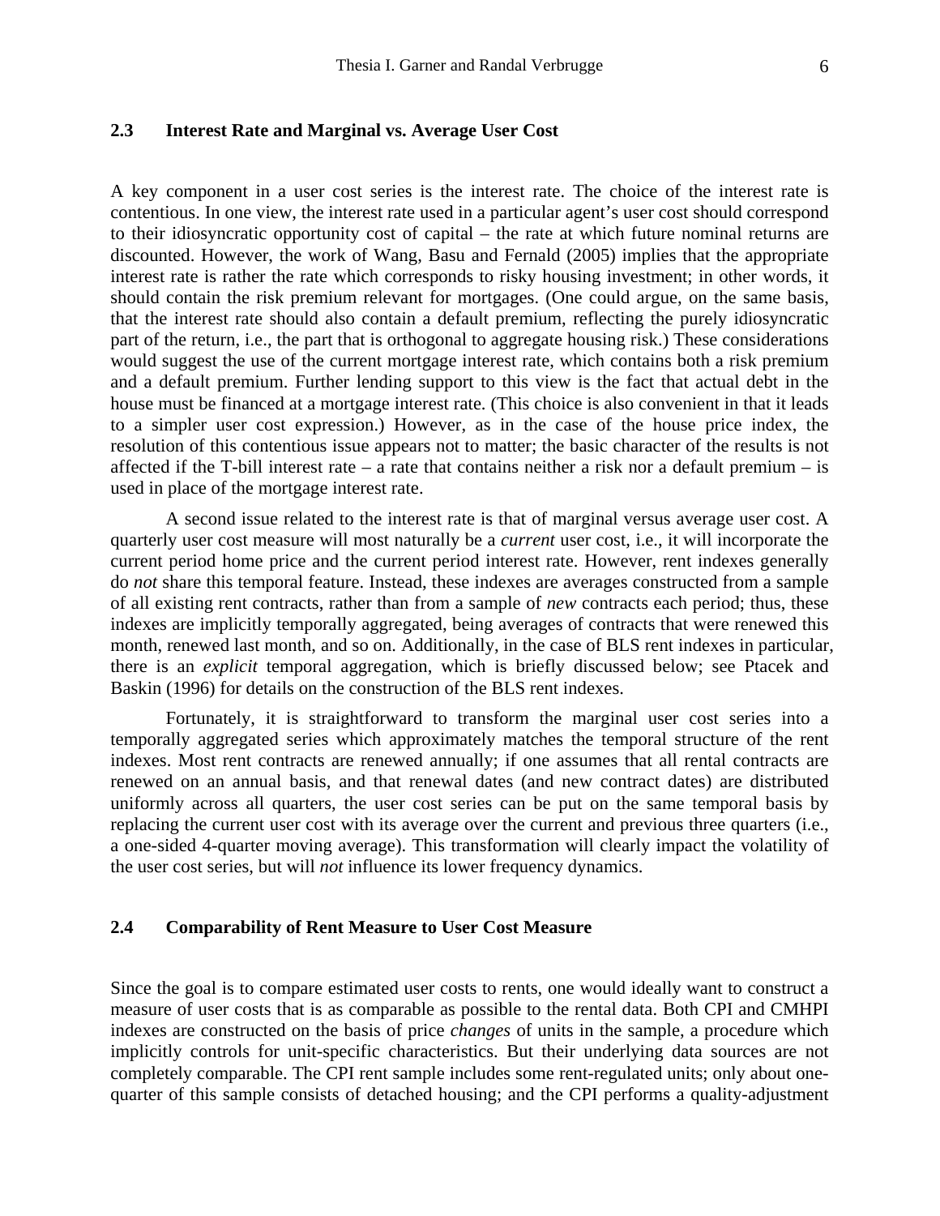### 2.3 Interest Rate and Marginal vs. Average User Cost

A key component in a user cost series is the interest rate. The choice of the interest rate is contentious. In one view, the interest rate used in a particular agent's user cost should correspond to their idiosyncratic opportunity cost of capital – the rate at which future nominal returns are discounted. However, the work of Wang, Basu and Fernald (2005) implies that the appropriate interest rate is rather the rate which corresponds to risky housing investment; in other words, it should contain the risk premium relevant for mortgages. (One could argue, on the same basis, that the interest rate should also contain a default premium, reflecting the purely idiosyncratic part of the return, i.e., the part that is orthogonal to aggregate housing risk.) These considerations would suggest the use of the current mortgage interest rate, which contains both a risk premium and a default premium. Further lending support to this view is the fact that actual debt in the house must be financed at a mortgage interest rate. (This choice is also convenient in that it leads to a simpler user cost expression.) However, as in the case of the house price index, the resolution of this contentious issue appears not to matter; the basic character of the results is not affected if the T-bill interest rate – a rate that contains neither a risk nor a default premium – is used in place of the mortgage interest rate.

A second issue related to the interest rate is that of marginal versus average user cost. A quarterly user cost measure will most naturally be a *current* user cost, i.e., it will incorporate the current period home price and the current period interest rate. However, rent indexes generally do *not* share this temporal feature. Instead, these indexes are averages constructed from a sample of all existing rent contracts, rather than from a sample of *new* contracts each period; thus, these indexes are implicitly temporally aggregated, being averages of contracts that were renewed this month, renewed last month, and so on. Additionally, in the case of BLS rent indexes in particular, there is an *explicit* temporal aggregation, which is briefly discussed below; see Ptacek and Baskin (1996) for details on the construction of the BLS rent indexes.

Fortunately, it is straightforward to transform the marginal user cost series into a temporally aggregated series which approximately matches the temporal structure of the rent indexes. Most rent contracts are renewed annually; if one assumes that all rental contracts are renewed on an annual basis, and that renewal dates (and new contract dates) are distributed uniformly across all quarters, the user cost series can be put on the same temporal basis by replacing the current user cost with its average over the current and previous three quarters (i.e., a one-sided 4-quarter moving average). This transformation will clearly impact the volatility of the user cost series, but will *not* influence its lower frequency dynamics.

### 2.4 Comparability of Rent Measure to User Cost Measure

Since the goal is to compare estimated user costs to rents, one would ideally want to construct a measure of user costs that is as comparable as possible to the rental data. Both CPI and CMHPI indexes are constructed on the basis of price *changes* of units in the sample, a procedure which implicitly controls for unit-specific characteristics. But their underlying data sources are not completely comparable. The CPI rent sample includes some rent-regulated units; only about one-quarter of this sample consists of detached housing; and the CPI performs a quality-adjustment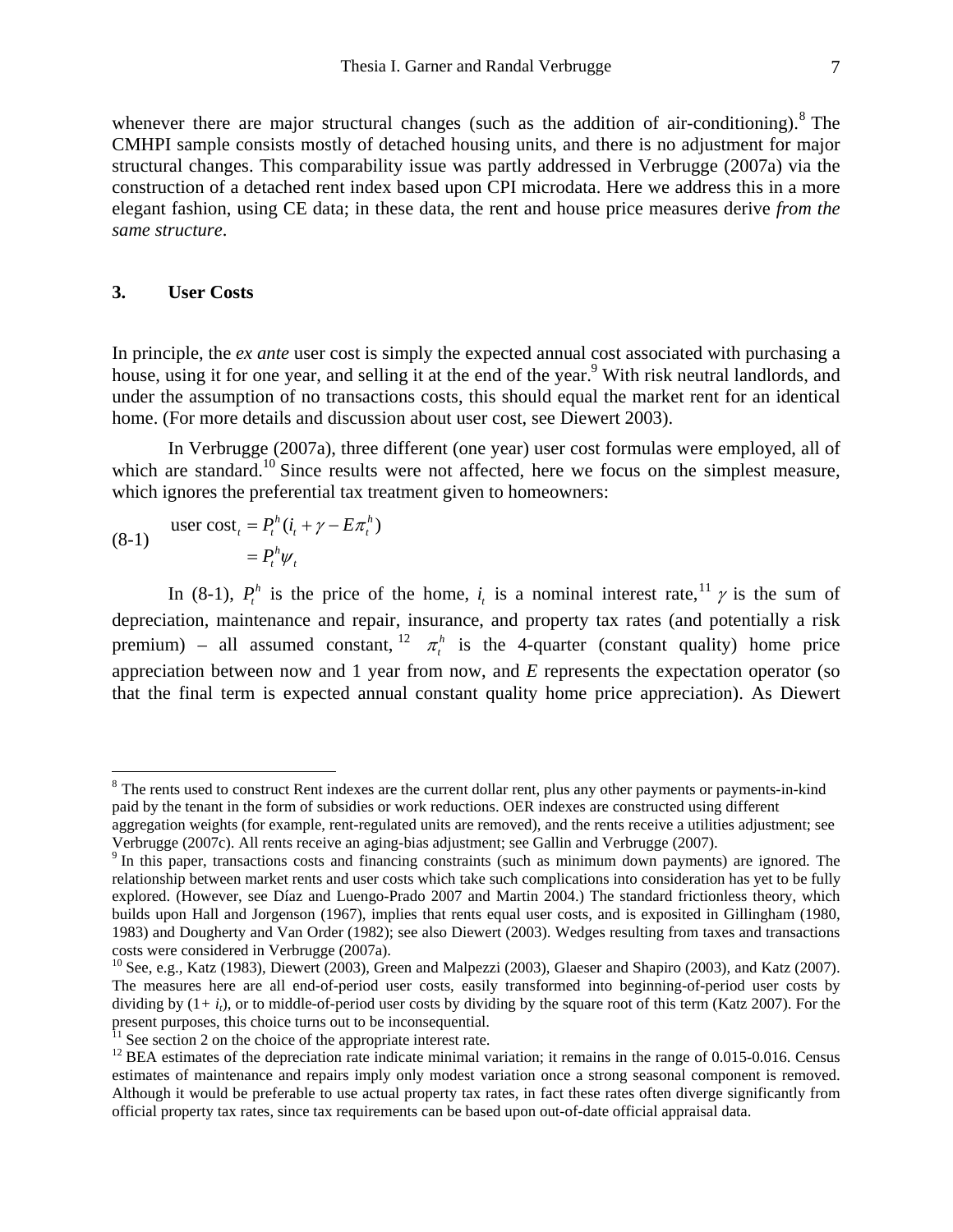whenever there are major structural changes (such as the addition of air-conditioning).[8] The CMHPI sample consists mostly of detached housing units, and there is no adjustment for major structural changes. This comparability issue was partly addressed in Verbrugge (2007a) via the construction of a detached rent index based upon CPI microdata. Here we address this in a more elegant fashion, using CE data; in these data, the rent and house price measures derive *from the same structure*.

## 3. User Costs

In principle, the *ex ante* user cost is simply the expected annual cost associated with purchasing a house, using it for one year, and selling it at the end of the year.[9] With risk neutral landlords, and under the assumption of no transactions costs, this should equal the market rent for an identical home. (For more details and discussion about user cost, see Diewert 2003).

In Verbrugge (2007a), three different (one year) user cost formulas were employed, all of which are standard.[10] Since results were not affected, here we focus on the simplest measure, which ignores the preferential tax treatment given to homeowners:

$$\text{(8-1)} \quad \begin{aligned} \text{user cost}_t &= P_t^h (i_t + \gamma - E\pi_t^h) \\ &= P_t^h \psi_t \end{aligned}$$

In (8-1), $P_t^h$ is the price of the home, $i_t$ is a nominal interest rate,[11] $\gamma$ is the sum of depreciation, maintenance and repair, insurance, and property tax rates (and potentially a risk premium) – all assumed constant,[12] $\pi_t^h$ is the 4-quarter (constant quality) home price appreciation between now and 1 year from now, and *E* represents the expectation operator (so that the final term is expected annual constant quality home price appreciation). As Diewert

---

[8] The rents used to construct Rent indexes are the current dollar rent, plus any other payments or payments-in-kind paid by the tenant in the form of subsidies or work reductions. OER indexes are constructed using different aggregation weights (for example, rent-regulated units are removed), and the rents receive a utilities adjustment; see Verbrugge (2007c). All rents receive an aging-bias adjustment; see Gallin and Verbrugge (2007).

[9] In this paper, transactions costs and financing constraints (such as minimum down payments) are ignored. The relationship between market rents and user costs which take such complications into consideration has yet to be fully explored. (However, see Díaz and Luengo-Prado 2007 and Martin 2004.) The standard frictionless theory, which builds upon Hall and Jorgenson (1967), implies that rents equal user costs, and is exposited in Gillingham (1980, 1983) and Dougherty and Van Order (1982); see also Diewert (2003). Wedges resulting from taxes and transactions costs were considered in Verbrugge (2007a).

[10] See, e.g., Katz (1983), Diewert (2003), Green and Malpezzi (2003), Glaeser and Shapiro (2003), and Katz (2007). The measures here are all end-of-period user costs, easily transformed into beginning-of-period user costs by dividing by $(1+ i_t)$, or to middle-of-period user costs by dividing by the square root of this term (Katz 2007). For the present purposes, this choice turns out to be inconsequential.

[11] See section 2 on the choice of the appropriate interest rate.

[12] BEA estimates of the depreciation rate indicate minimal variation; it remains in the range of 0.015-0.016. Census estimates of maintenance and repairs imply only modest variation once a strong seasonal component is removed. Although it would be preferable to use actual property tax rates, in fact these rates often diverge significantly from official property tax rates, since tax requirements can be based upon out-of-date official appraisal data.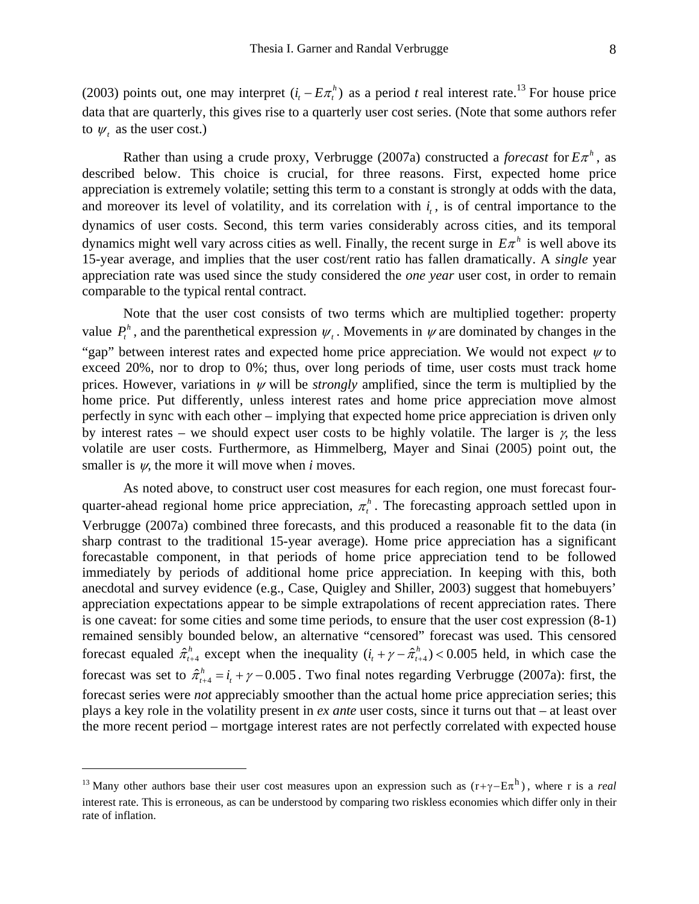(2003) points out, one may interpret $(i_t - E\pi_t^h)$ as a period *t* real interest rate.[13] For house price data that are quarterly, this gives rise to a quarterly user cost series. (Note that some authors refer to $\psi_t$ as the user cost.)

Rather than using a crude proxy, Verbrugge (2007a) constructed a *forecast* for $E\pi^h$, as described below. This choice is crucial, for three reasons. First, expected home price appreciation is extremely volatile; setting this term to a constant is strongly at odds with the data, and moreover its level of volatility, and its correlation with $i_t$, is of central importance to the dynamics of user costs. Second, this term varies considerably across cities, and its temporal dynamics might well vary across cities as well. Finally, the recent surge in $E\pi^h$ is well above its 15-year average, and implies that the user cost/rent ratio has fallen dramatically. A *single* year appreciation rate was used since the study considered the *one year* user cost, in order to remain comparable to the typical rental contract.

Note that the user cost consists of two terms which are multiplied together: property value $P_t^h$, and the parenthetical expression $\psi_t$. Movements in $\psi$ are dominated by changes in the "gap" between interest rates and expected home price appreciation. We would not expect $\psi$ to exceed 20%, nor to drop to 0%; thus, over long periods of time, user costs must track home prices. However, variations in $\psi$ will be *strongly* amplified, since the term is multiplied by the home price. Put differently, unless interest rates and home price appreciation move almost perfectly in sync with each other – implying that expected home price appreciation is driven only by interest rates – we should expect user costs to be highly volatile. The larger is $\gamma$, the less volatile are user costs. Furthermore, as Himmelberg, Mayer and Sinai (2005) point out, the smaller is $\psi$, the more it will move when *i* moves.

As noted above, to construct user cost measures for each region, one must forecast four-quarter-ahead regional home price appreciation, $\pi_t^h$. The forecasting approach settled upon in Verbrugge (2007a) combined three forecasts, and this produced a reasonable fit to the data (in sharp contrast to the traditional 15-year average). Home price appreciation has a significant forecastable component, in that periods of home price appreciation tend to be followed immediately by periods of additional home price appreciation. In keeping with this, both anecdotal and survey evidence (e.g., Case, Quigley and Shiller, 2003) suggest that homebuyers' appreciation expectations appear to be simple extrapolations of recent appreciation rates. There is one caveat: for some cities and some time periods, to ensure that the user cost expression (8-1) remained sensibly bounded below, an alternative "censored" forecast was used. This censored forecast equaled $\hat{\pi}_{t+4}^h$ except when the inequality $(i_t + \gamma - \hat{\pi}_{t+4}^h) < 0.005$ held, in which case the forecast was set to $\hat{\pi}_{t+4}^h = i_t + \gamma - 0.005$. Two final notes regarding Verbrugge (2007a): first, the forecast series were *not* appreciably smoother than the actual home price appreciation series; this plays a key role in the volatility present in *ex ante* user costs, since it turns out that – at least over the more recent period – mortgage interest rates are not perfectly correlated with expected house

[13] Many other authors base their user cost measures upon an expression such as $(r+\gamma-E\pi^h)$, where r is a *real* interest rate. This is erroneous, as can be understood by comparing two riskless economies which differ only in their rate of inflation.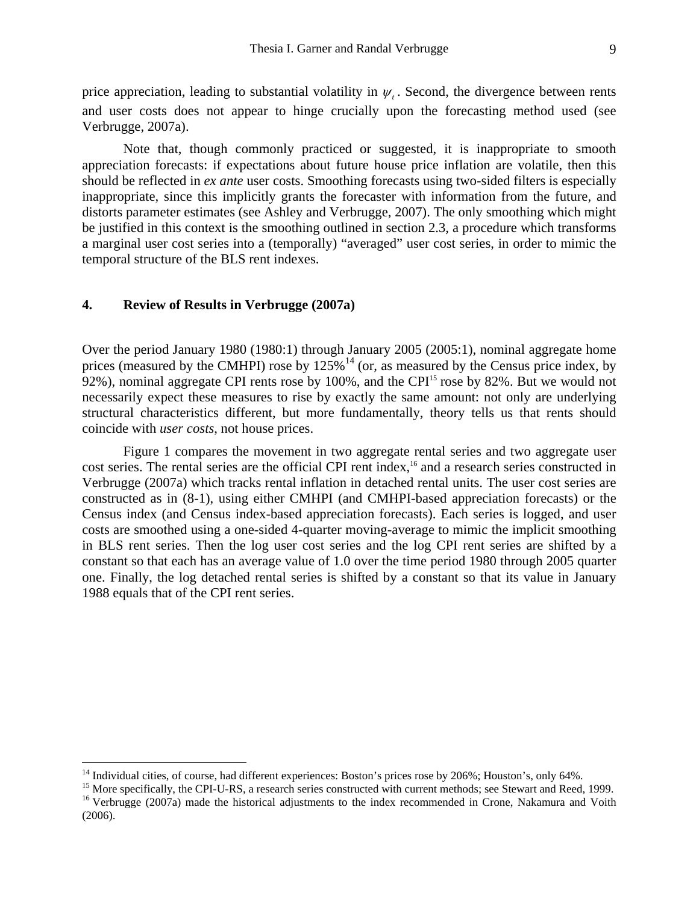price appreciation, leading to substantial volatility in $\psi_t$. Second, the divergence between rents and user costs does not appear to hinge crucially upon the forecasting method used (see Verbrugge, 2007a).

Note that, though commonly practiced or suggested, it is inappropriate to smooth appreciation forecasts: if expectations about future house price inflation are volatile, then this should be reflected in *ex ante* user costs. Smoothing forecasts using two-sided filters is especially inappropriate, since this implicitly grants the forecaster with information from the future, and distorts parameter estimates (see Ashley and Verbrugge, 2007). The only smoothing which might be justified in this context is the smoothing outlined in section 2.3, a procedure which transforms a marginal user cost series into a (temporally) "averaged" user cost series, in order to mimic the temporal structure of the BLS rent indexes.

## 4. Review of Results in Verbrugge (2007a)

Over the period January 1980 (1980:1) through January 2005 (2005:1), nominal aggregate home prices (measured by the CMHPI) rose by 125%[14] (or, as measured by the Census price index, by 92%), nominal aggregate CPI rents rose by 100%, and the CPI[15] rose by 82%. But we would not necessarily expect these measures to rise by exactly the same amount: not only are underlying structural characteristics different, but more fundamentally, theory tells us that rents should coincide with *user costs*, not house prices.

Figure 1 compares the movement in two aggregate rental series and two aggregate user cost series. The rental series are the official CPI rent index,[16] and a research series constructed in Verbrugge (2007a) which tracks rental inflation in detached rental units. The user cost series are constructed as in (8-1), using either CMHPI (and CMHPI-based appreciation forecasts) or the Census index (and Census index-based appreciation forecasts). Each series is logged, and user costs are smoothed using a one-sided 4-quarter moving-average to mimic the implicit smoothing in BLS rent series. Then the log user cost series and the log CPI rent series are shifted by a constant so that each has an average value of 1.0 over the time period 1980 through 2005 quarter one. Finally, the log detached rental series is shifted by a constant so that its value in January 1988 equals that of the CPI rent series.

---

[14] Individual cities, of course, had different experiences: Boston's prices rose by 206%; Houston's, only 64%.

[15] More specifically, the CPI-U-RS, a research series constructed with current methods; see Stewart and Reed, 1999.

[16] Verbrugge (2007a) made the historical adjustments to the index recommended in Crone, Nakamura and Voith (2006).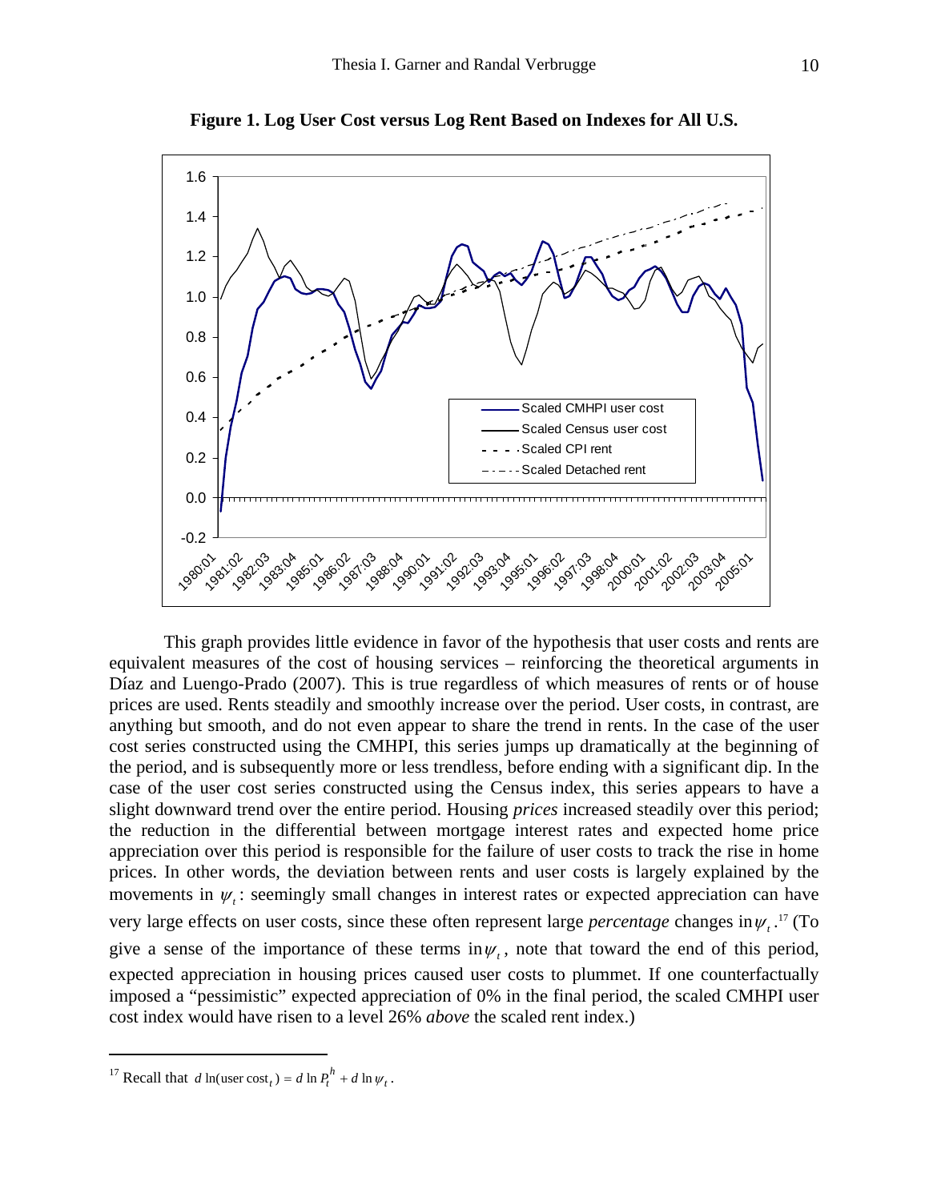**Figure 1. Log User Cost versus Log Rent Based on Indexes for All U.S.**

This graph provides little evidence in favor of the hypothesis that user costs and rents are equivalent measures of the cost of housing services – reinforcing the theoretical arguments in Díaz and Luengo-Prado (2007). This is true regardless of which measures of rents or of house prices are used. Rents steadily and smoothly increase over the period. User costs, in contrast, are anything but smooth, and do not even appear to share the trend in rents. In the case of the user cost series constructed using the CMHPI, this series jumps up dramatically at the beginning of the period, and is subsequently more or less trendless, before ending with a significant dip. In the case of the user cost series constructed using the Census index, this series appears to have a slight downward trend over the entire period. Housing *prices* increased steadily over this period; the reduction in the differential between mortgage interest rates and expected home price appreciation over this period is responsible for the failure of user costs to track the rise in home prices. In other words, the deviation between rents and user costs is largely explained by the movements in $\psi_t$: seemingly small changes in interest rates or expected appreciation can have very large effects on user costs, since these often represent large *percentage* changes in $\psi_t$.[17] (To give a sense of the importance of these terms in $\psi_t$, note that toward the end of this period, expected appreciation in housing prices caused user costs to plummet. If one counterfactually imposed a "pessimistic" expected appreciation of 0% in the final period, the scaled CMHPI user cost index would have risen to a level 26% *above* the scaled rent index.)

---

[17] Recall that $d\ln(\text{user cost}_t) = d\ln P_t^h + d\ln\psi_t$.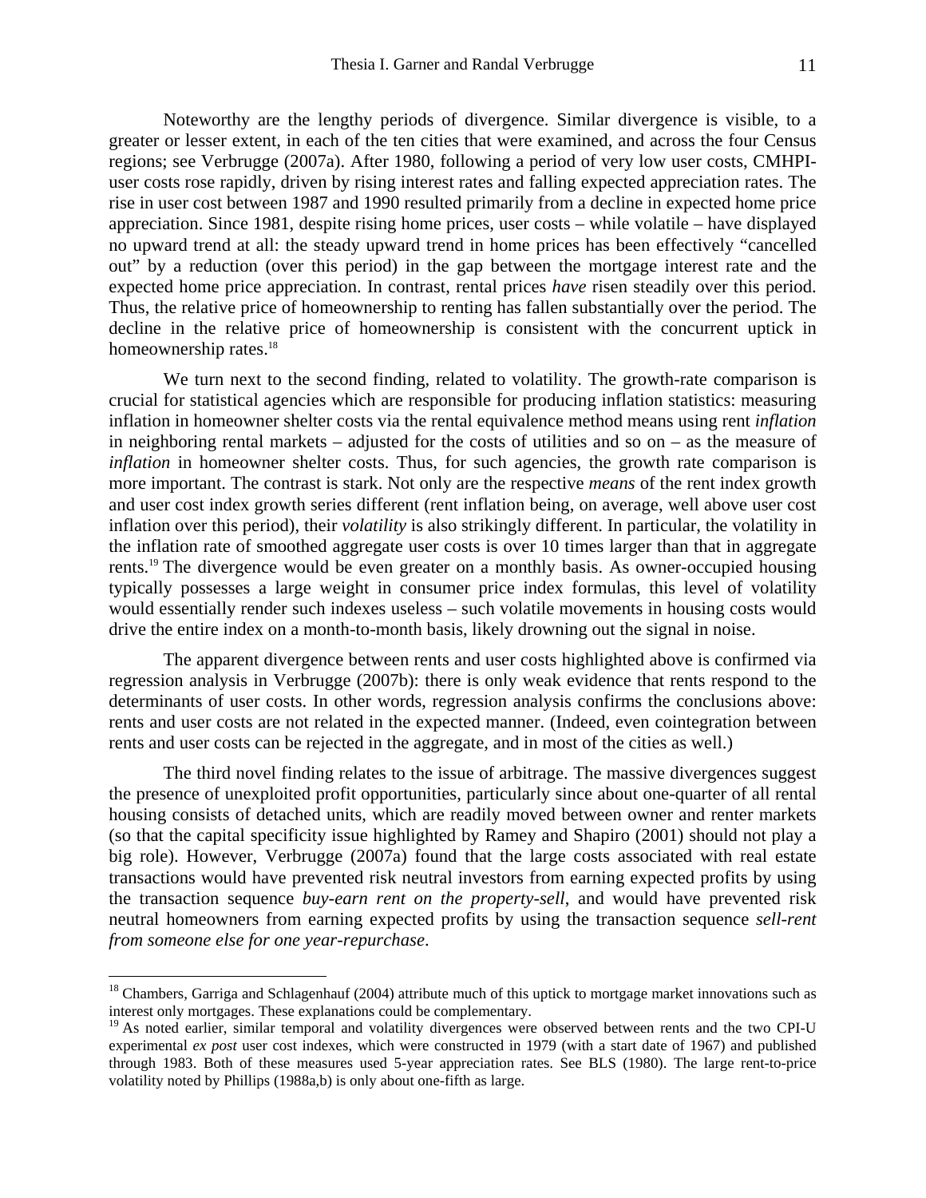Noteworthy are the lengthy periods of divergence. Similar divergence is visible, to a greater or lesser extent, in each of the ten cities that were examined, and across the four Census regions; see Verbrugge (2007a). After 1980, following a period of very low user costs, CMHPI-user costs rose rapidly, driven by rising interest rates and falling expected appreciation rates. The rise in user cost between 1987 and 1990 resulted primarily from a decline in expected home price appreciation. Since 1981, despite rising home prices, user costs – while volatile – have displayed no upward trend at all: the steady upward trend in home prices has been effectively "cancelled out" by a reduction (over this period) in the gap between the mortgage interest rate and the expected home price appreciation. In contrast, rental prices *have* risen steadily over this period. Thus, the relative price of homeownership to renting has fallen substantially over the period. The decline in the relative price of homeownership is consistent with the concurrent uptick in homeownership rates.[18]

We turn next to the second finding, related to volatility. The growth-rate comparison is crucial for statistical agencies which are responsible for producing inflation statistics: measuring inflation in homeowner shelter costs via the rental equivalence method means using rent *inflation* in neighboring rental markets – adjusted for the costs of utilities and so on – as the measure of *inflation* in homeowner shelter costs. Thus, for such agencies, the growth rate comparison is more important. The contrast is stark. Not only are the respective *means* of the rent index growth and user cost index growth series different (rent inflation being, on average, well above user cost inflation over this period), their *volatility* is also strikingly different. In particular, the volatility in the inflation rate of smoothed aggregate user costs is over 10 times larger than that in aggregate rents.[19] The divergence would be even greater on a monthly basis. As owner-occupied housing typically possesses a large weight in consumer price index formulas, this level of volatility would essentially render such indexes useless – such volatile movements in housing costs would drive the entire index on a month-to-month basis, likely drowning out the signal in noise.

The apparent divergence between rents and user costs highlighted above is confirmed via regression analysis in Verbrugge (2007b): there is only weak evidence that rents respond to the determinants of user costs. In other words, regression analysis confirms the conclusions above: rents and user costs are not related in the expected manner. (Indeed, even cointegration between rents and user costs can be rejected in the aggregate, and in most of the cities as well.)

The third novel finding relates to the issue of arbitrage. The massive divergences suggest the presence of unexploited profit opportunities, particularly since about one-quarter of all rental housing consists of detached units, which are readily moved between owner and renter markets (so that the capital specificity issue highlighted by Ramey and Shapiro (2001) should not play a big role). However, Verbrugge (2007a) found that the large costs associated with real estate transactions would have prevented risk neutral investors from earning expected profits by using the transaction sequence *buy-earn rent on the property-sell*, and would have prevented risk neutral homeowners from earning expected profits by using the transaction sequence *sell-rent from someone else for one year-repurchase*.

---

[18] Chambers, Garriga and Schlagenhauf (2004) attribute much of this uptick to mortgage market innovations such as interest only mortgages. These explanations could be complementary.

[19] As noted earlier, similar temporal and volatility divergences were observed between rents and the two CPI-U experimental *ex post* user cost indexes, which were constructed in 1979 (with a start date of 1967) and published through 1983. Both of these measures used 5-year appreciation rates. See BLS (1980). The large rent-to-price volatility noted by Phillips (1988a,b) is only about one-fifth as large.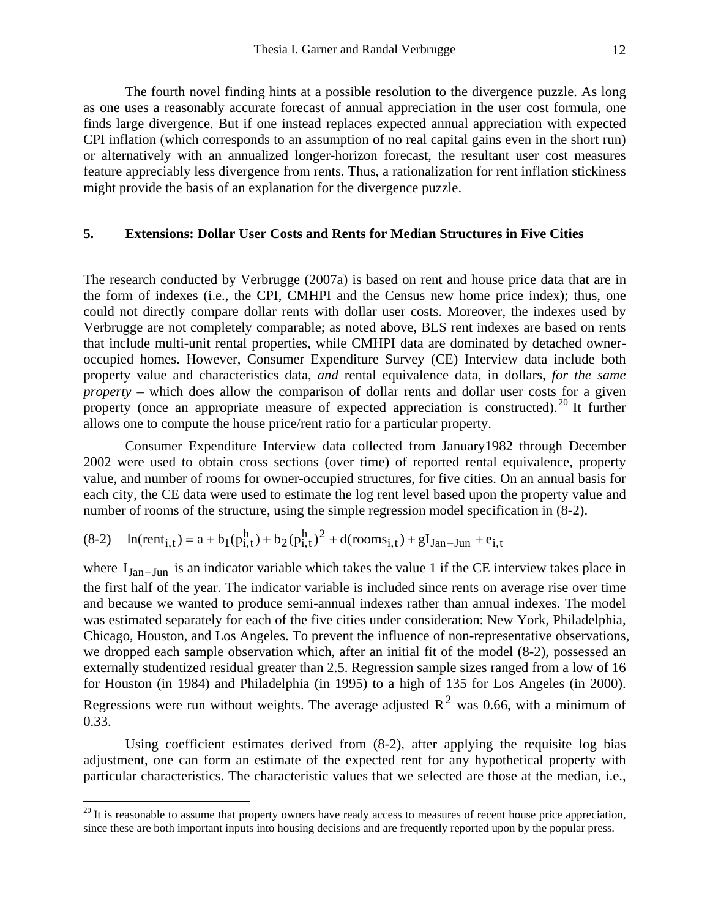The fourth novel finding hints at a possible resolution to the divergence puzzle. As long as one uses a reasonably accurate forecast of annual appreciation in the user cost formula, one finds large divergence. But if one instead replaces expected annual appreciation with expected CPI inflation (which corresponds to an assumption of no real capital gains even in the short run) or alternatively with an annualized longer-horizon forecast, the resultant user cost measures feature appreciably less divergence from rents. Thus, a rationalization for rent inflation stickiness might provide the basis of an explanation for the divergence puzzle.

## 5. Extensions: Dollar User Costs and Rents for Median Structures in Five Cities

The research conducted by Verbrugge (2007a) is based on rent and house price data that are in the form of indexes (i.e., the CPI, CMHPI and the Census new home price index); thus, one could not directly compare dollar rents with dollar user costs. Moreover, the indexes used by Verbrugge are not completely comparable; as noted above, BLS rent indexes are based on rents that include multi-unit rental properties, while CMHPI data are dominated by detached owner-occupied homes. However, Consumer Expenditure Survey (CE) Interview data include both property value and characteristics data, *and* rental equivalence data, in dollars, *for the same property* – which does allow the comparison of dollar rents and dollar user costs for a given property (once an appropriate measure of expected appreciation is constructed).[20] It further allows one to compute the house price/rent ratio for a particular property.

Consumer Expenditure Interview data collected from January1982 through December 2002 were used to obtain cross sections (over time) of reported rental equivalence, property value, and number of rooms for owner-occupied structures, for five cities. On an annual basis for each city, the CE data were used to estimate the log rent level based upon the property value and number of rooms of the structure, using the simple regression model specification in (8-2).

$$\text{(8-2)} \quad \ln(\text{rent}_{i,t}) = a + b_1(p^h_{i,t}) + b_2(p^h_{i,t})^2 + d(\text{rooms}_{i,t}) + gI_{\text{Jan-Jun}} + e_{i,t}$$

where $I_{\text{Jan-Jun}}$ is an indicator variable which takes the value 1 if the CE interview takes place in the first half of the year. The indicator variable is included since rents on average rise over time and because we wanted to produce semi-annual indexes rather than annual indexes. The model was estimated separately for each of the five cities under consideration: New York, Philadelphia, Chicago, Houston, and Los Angeles. To prevent the influence of non-representative observations, we dropped each sample observation which, after an initial fit of the model (8-2), possessed an externally studentized residual greater than 2.5. Regression sample sizes ranged from a low of 16 for Houston (in 1984) and Philadelphia (in 1995) to a high of 135 for Los Angeles (in 2000). Regressions were run without weights. The average adjusted $R^2$ was 0.66, with a minimum of 0.33.

Using coefficient estimates derived from (8-2), after applying the requisite log bias adjustment, one can form an estimate of the expected rent for any hypothetical property with particular characteristics. The characteristic values that we selected are those at the median, i.e.,

[20] It is reasonable to assume that property owners have ready access to measures of recent house price appreciation, since these are both important inputs into housing decisions and are frequently reported upon by the popular press.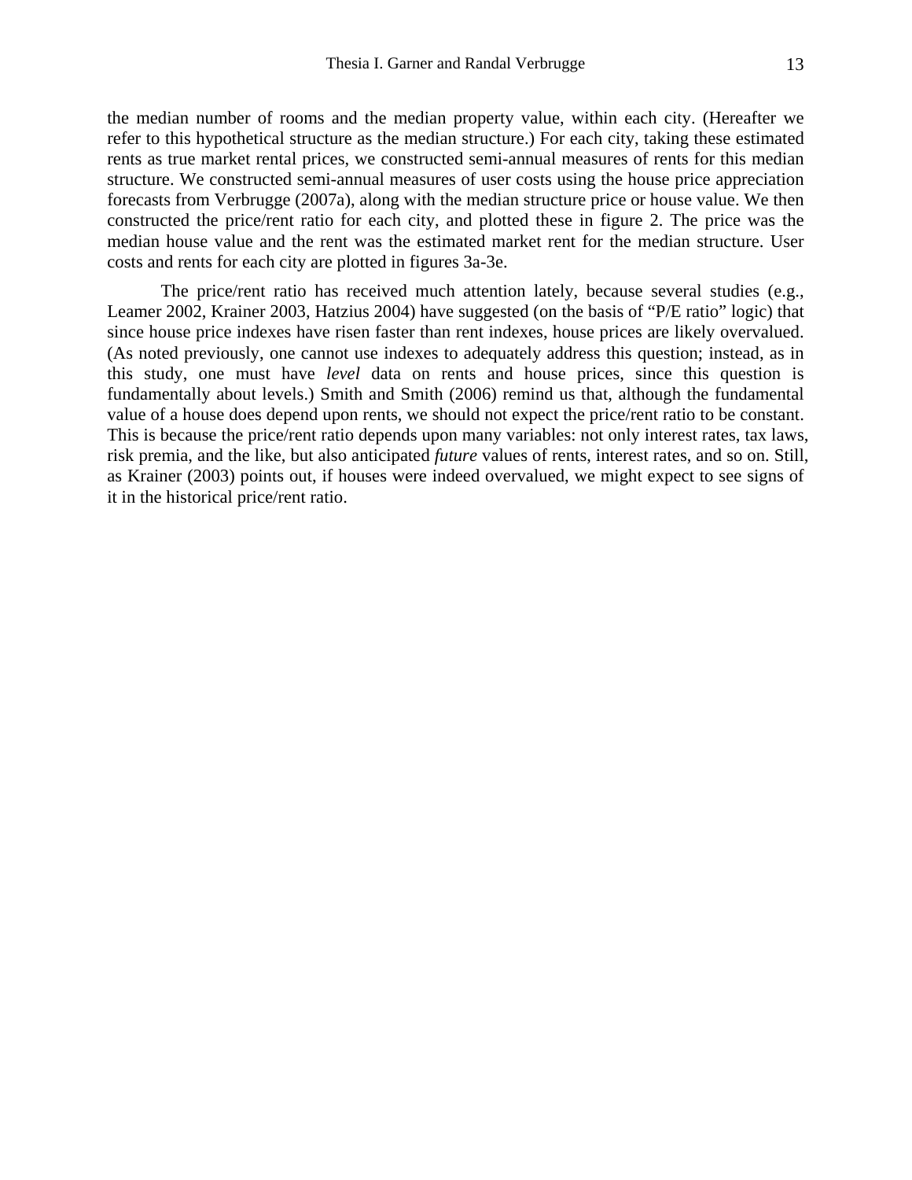the median number of rooms and the median property value, within each city. (Hereafter we refer to this hypothetical structure as the median structure.) For each city, taking these estimated rents as true market rental prices, we constructed semi-annual measures of rents for this median structure. We constructed semi-annual measures of user costs using the house price appreciation forecasts from Verbrugge (2007a), along with the median structure price or house value. We then constructed the price/rent ratio for each city, and plotted these in figure 2. The price was the median house value and the rent was the estimated market rent for the median structure. User costs and rents for each city are plotted in figures 3a-3e.

The price/rent ratio has received much attention lately, because several studies (e.g., Leamer 2002, Krainer 2003, Hatzius 2004) have suggested (on the basis of "P/E ratio" logic) that since house price indexes have risen faster than rent indexes, house prices are likely overvalued. (As noted previously, one cannot use indexes to adequately address this question; instead, as in this study, one must have *level* data on rents and house prices, since this question is fundamentally about levels.) Smith and Smith (2006) remind us that, although the fundamental value of a house does depend upon rents, we should not expect the price/rent ratio to be constant. This is because the price/rent ratio depends upon many variables: not only interest rates, tax laws, risk premia, and the like, but also anticipated *future* values of rents, interest rates, and so on. Still, as Krainer (2003) points out, if houses were indeed overvalued, we might expect to see signs of it in the historical price/rent ratio.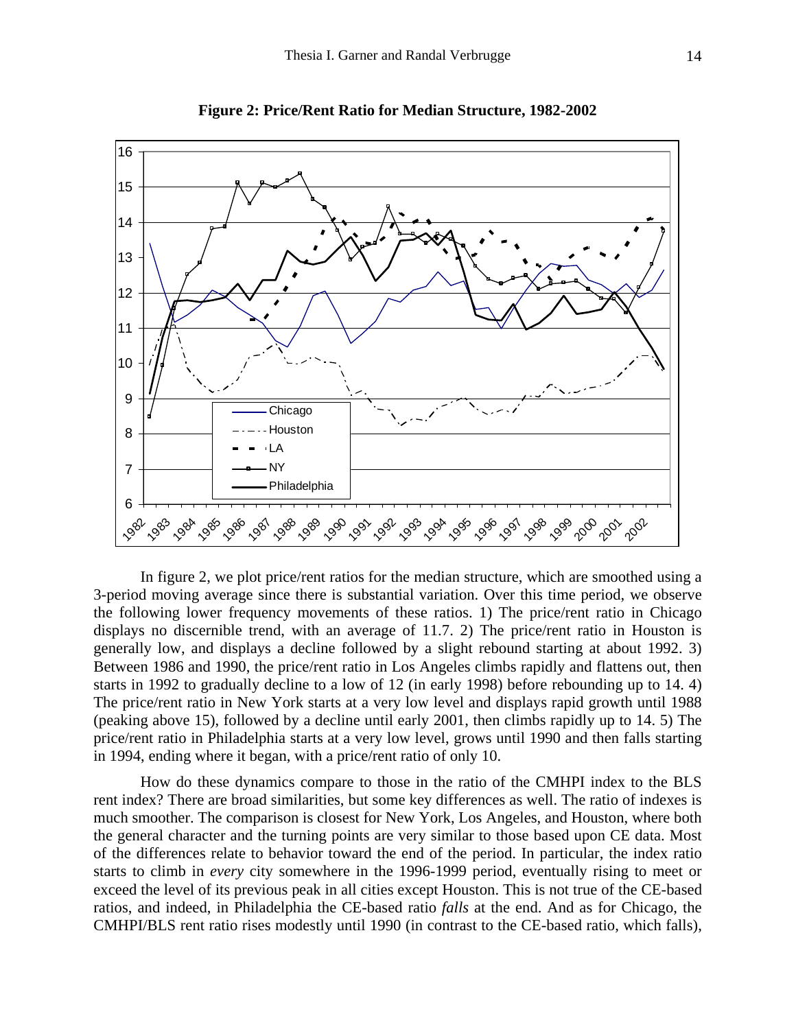**Figure 2: Price/Rent Ratio for Median Structure, 1982-2002**

In figure 2, we plot price/rent ratios for the median structure, which are smoothed using a 3-period moving average since there is substantial variation. Over this time period, we observe the following lower frequency movements of these ratios. 1) The price/rent ratio in Chicago displays no discernible trend, with an average of 11.7. 2) The price/rent ratio in Houston is generally low, and displays a decline followed by a slight rebound starting at about 1992. 3) Between 1986 and 1990, the price/rent ratio in Los Angeles climbs rapidly and flattens out, then starts in 1992 to gradually decline to a low of 12 (in early 1998) before rebounding up to 14. 4) The price/rent ratio in New York starts at a very low level and displays rapid growth until 1988 (peaking above 15), followed by a decline until early 2001, then climbs rapidly up to 14. 5) The price/rent ratio in Philadelphia starts at a very low level, grows until 1990 and then falls starting in 1994, ending where it began, with a price/rent ratio of only 10.

How do these dynamics compare to those in the ratio of the CMHPI index to the BLS rent index? There are broad similarities, but some key differences as well. The ratio of indexes is much smoother. The comparison is closest for New York, Los Angeles, and Houston, where both the general character and the turning points are very similar to those based upon CE data. Most of the differences relate to behavior toward the end of the period. In particular, the index ratio starts to climb in *every* city somewhere in the 1996-1999 period, eventually rising to meet or exceed the level of its previous peak in all cities except Houston. This is not true of the CE-based ratios, and indeed, in Philadelphia the CE-based ratio *falls* at the end. And as for Chicago, the CMHPI/BLS rent ratio rises modestly until 1990 (in contrast to the CE-based ratio, which falls),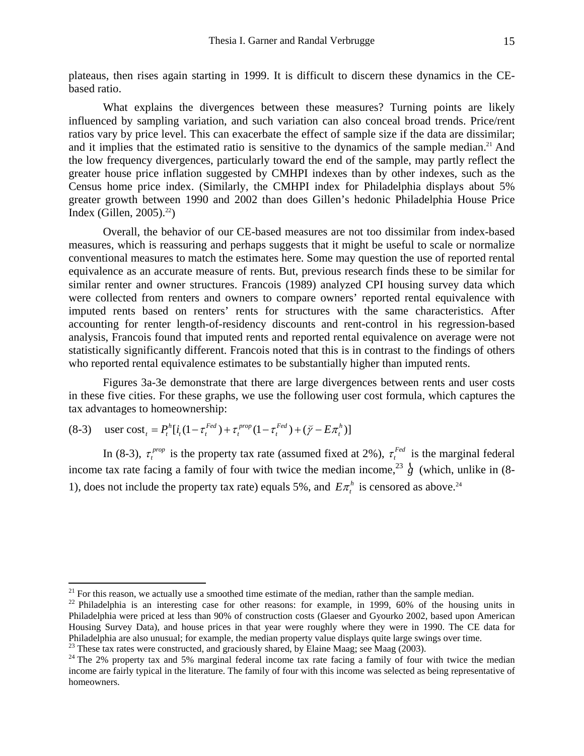plateaus, then rises again starting in 1999. It is difficult to discern these dynamics in the CE-based ratio.

What explains the divergences between these measures? Turning points are likely influenced by sampling variation, and such variation can also conceal broad trends. Price/rent ratios vary by price level. This can exacerbate the effect of sample size if the data are dissimilar; and it implies that the estimated ratio is sensitive to the dynamics of the sample median.[21] And the low frequency divergences, particularly toward the end of the sample, may partly reflect the greater house price inflation suggested by CMHPI indexes than by other indexes, such as the Census home price index. (Similarly, the CMHPI index for Philadelphia displays about 5% greater growth between 1990 and 2002 than does Gillen's hedonic Philadelphia House Price Index (Gillen, 2005).[22])

Overall, the behavior of our CE-based measures are not too dissimilar from index-based measures, which is reassuring and perhaps suggests that it might be useful to scale or normalize conventional measures to match the estimates here. Some may question the use of reported rental equivalence as an accurate measure of rents. But, previous research finds these to be similar for similar renter and owner structures. Francois (1989) analyzed CPI housing survey data which were collected from renters and owners to compare owners' reported rental equivalence with imputed rents based on renters' rents for structures with the same characteristics. After accounting for renter length-of-residency discounts and rent-control in his regression-based analysis, Francois found that imputed rents and reported rental equivalence on average were not statistically significantly different. Francois noted that this is in contrast to the findings of others who reported rental equivalence estimates to be substantially higher than imputed rents.

Figures 3a-3e demonstrate that there are large divergences between rents and user costs in these five cities. For these graphs, we use the following user cost formula, which captures the tax advantages to homeownership:

(8-3) $$\text{user cost}_t = P_t^h[i_t(1-\tau_t^{Fed}) + \tau_t^{prop}(1-\tau_t^{Fed}) + (\tilde{\gamma} - E\pi_t^h)]$$

In (8-3), $\tau_t^{prop}$ is the property tax rate (assumed fixed at 2%), $\tau_t^{Fed}$ is the marginal federal income tax rate facing a family of four with twice the median income,[23] $\tilde{\gamma}$ (which, unlike in (8-1), does not include the property tax rate) equals 5%, and $E\pi_t^h$ is censored as above.[24]

---

[21] For this reason, we actually use a smoothed time estimate of the median, rather than the sample median.

[22] Philadelphia is an interesting case for other reasons: for example, in 1999, 60% of the housing units in Philadelphia were priced at less than 90% of construction costs (Glaeser and Gyourko 2002, based upon American Housing Survey Data), and house prices in that year were roughly where they were in 1990. The CE data for Philadelphia are also unusual; for example, the median property value displays quite large swings over time.

[23] These tax rates were constructed, and graciously shared, by Elaine Maag; see Maag (2003).

[24] The 2% property tax and 5% marginal federal income tax rate facing a family of four with twice the median income are fairly typical in the literature. The family of four with this income was selected as being representative of homeowners.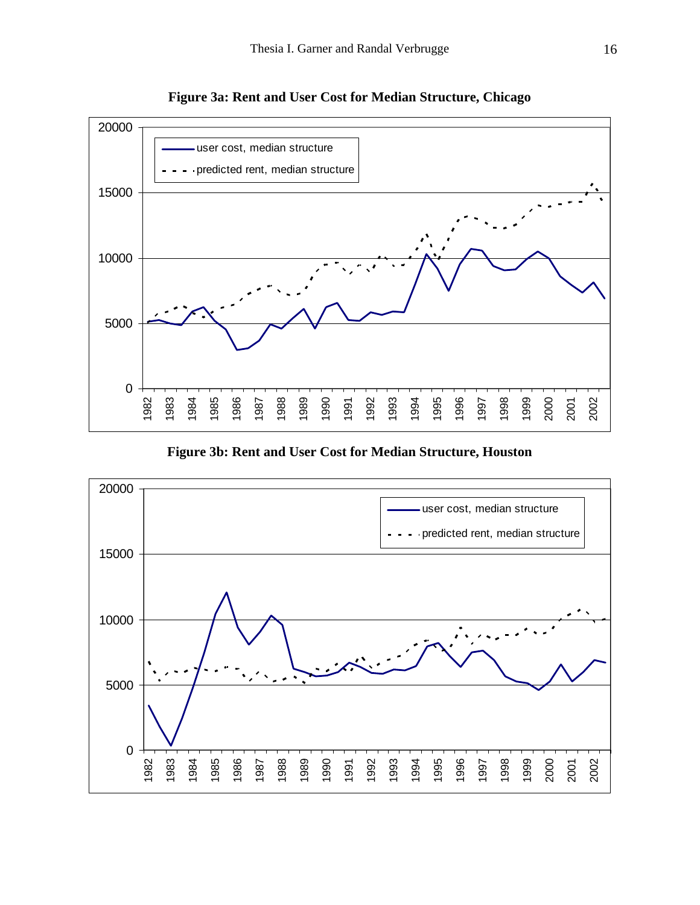**Figure 3a: Rent and User Cost for Median Structure, Chicago**

**Figure 3b: Rent and User Cost for Median Structure, Houston**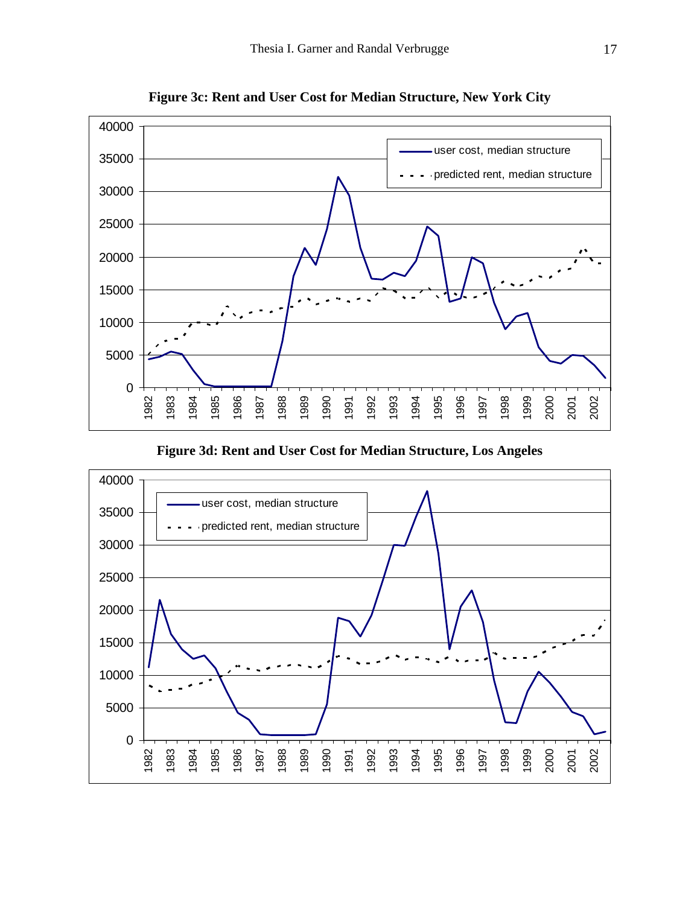**Figure 3c: Rent and User Cost for Median Structure, New York City**

**Figure 3d: Rent and User Cost for Median Structure, Los Angeles**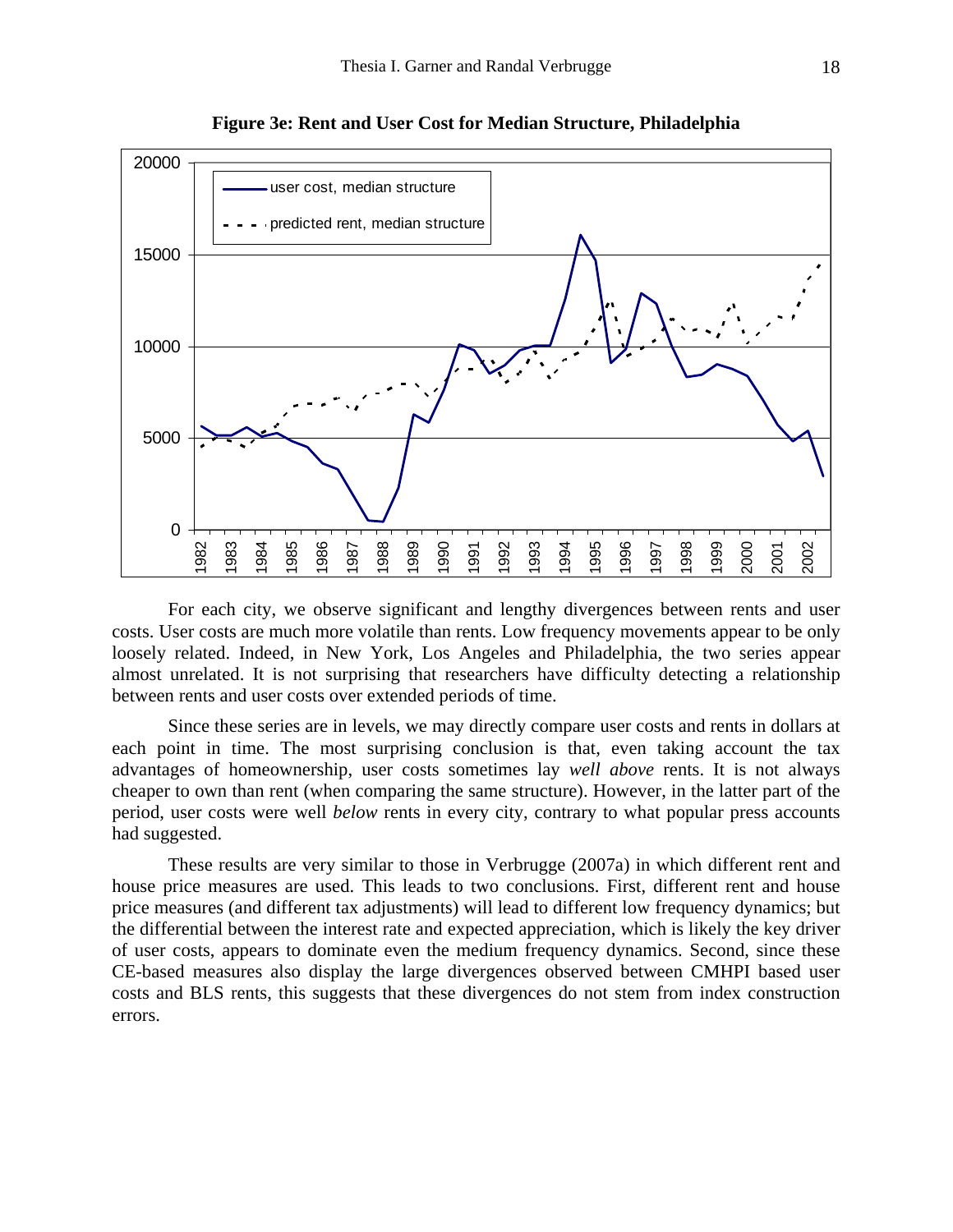**Figure 3e: Rent and User Cost for Median Structure, Philadelphia**

For each city, we observe significant and lengthy divergences between rents and user costs. User costs are much more volatile than rents. Low frequency movements appear to be only loosely related. Indeed, in New York, Los Angeles and Philadelphia, the two series appear almost unrelated. It is not surprising that researchers have difficulty detecting a relationship between rents and user costs over extended periods of time.

Since these series are in levels, we may directly compare user costs and rents in dollars at each point in time. The most surprising conclusion is that, even taking account the tax advantages of homeownership, user costs sometimes lay *well above* rents. It is not always cheaper to own than rent (when comparing the same structure). However, in the latter part of the period, user costs were well *below* rents in every city, contrary to what popular press accounts had suggested.

These results are very similar to those in Verbrugge (2007a) in which different rent and house price measures are used. This leads to two conclusions. First, different rent and house price measures (and different tax adjustments) will lead to different low frequency dynamics; but the differential between the interest rate and expected appreciation, which is likely the key driver of user costs, appears to dominate even the medium frequency dynamics. Second, since these CE-based measures also display the large divergences observed between CMHPI based user costs and BLS rents, this suggests that these divergences do not stem from index construction errors.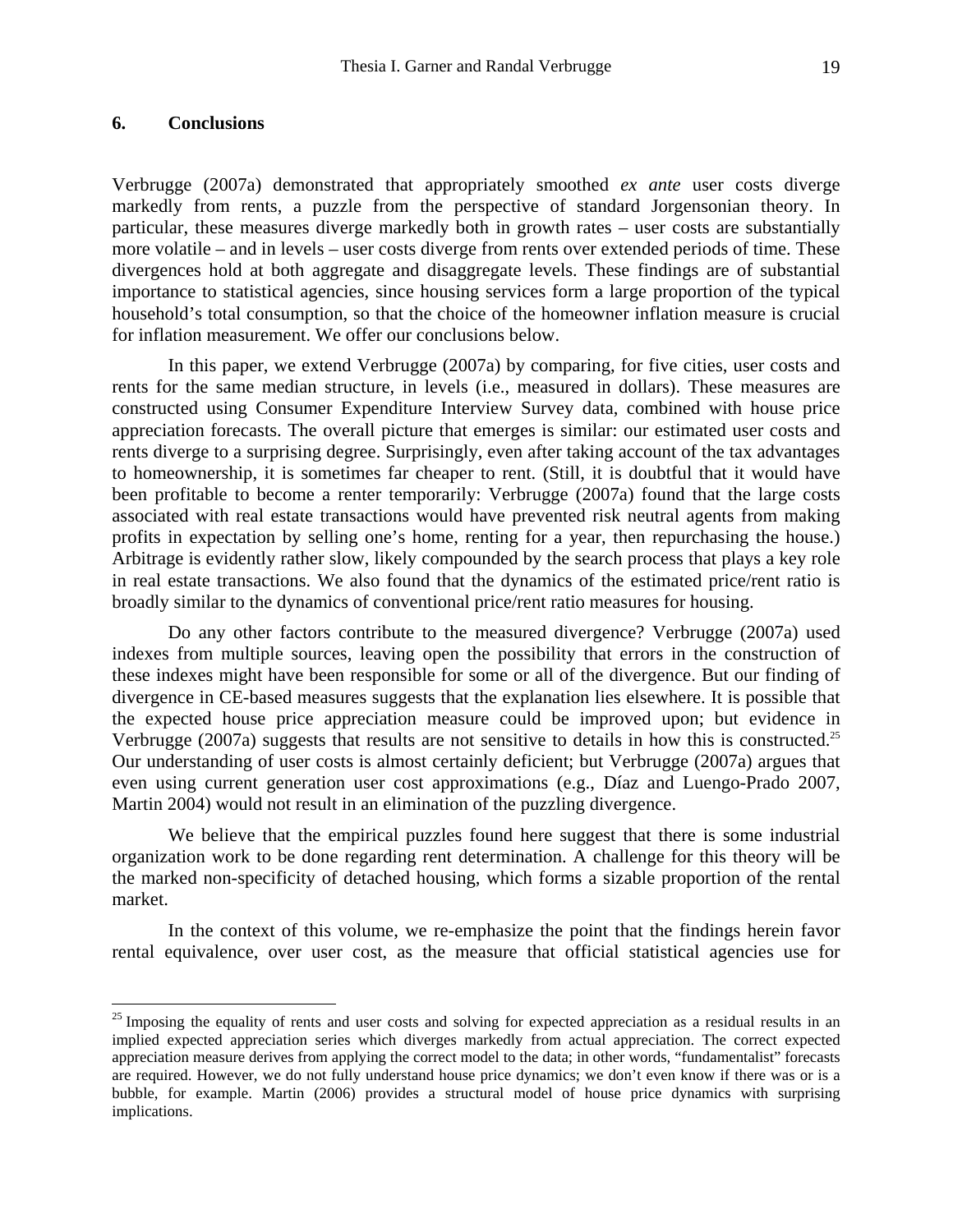## 6. Conclusions

Verbrugge (2007a) demonstrated that appropriately smoothed *ex ante* user costs diverge markedly from rents, a puzzle from the perspective of standard Jorgensonian theory. In particular, these measures diverge markedly both in growth rates – user costs are substantially more volatile – and in levels – user costs diverge from rents over extended periods of time. These divergences hold at both aggregate and disaggregate levels. These findings are of substantial importance to statistical agencies, since housing services form a large proportion of the typical household's total consumption, so that the choice of the homeowner inflation measure is crucial for inflation measurement. We offer our conclusions below.

In this paper, we extend Verbrugge (2007a) by comparing, for five cities, user costs and rents for the same median structure, in levels (i.e., measured in dollars). These measures are constructed using Consumer Expenditure Interview Survey data, combined with house price appreciation forecasts. The overall picture that emerges is similar: our estimated user costs and rents diverge to a surprising degree. Surprisingly, even after taking account of the tax advantages to homeownership, it is sometimes far cheaper to rent. (Still, it is doubtful that it would have been profitable to become a renter temporarily: Verbrugge (2007a) found that the large costs associated with real estate transactions would have prevented risk neutral agents from making profits in expectation by selling one's home, renting for a year, then repurchasing the house.) Arbitrage is evidently rather slow, likely compounded by the search process that plays a key role in real estate transactions. We also found that the dynamics of the estimated price/rent ratio is broadly similar to the dynamics of conventional price/rent ratio measures for housing.

Do any other factors contribute to the measured divergence? Verbrugge (2007a) used indexes from multiple sources, leaving open the possibility that errors in the construction of these indexes might have been responsible for some or all of the divergence. But our finding of divergence in CE-based measures suggests that the explanation lies elsewhere. It is possible that the expected house price appreciation measure could be improved upon; but evidence in Verbrugge (2007a) suggests that results are not sensitive to details in how this is constructed.[25] Our understanding of user costs is almost certainly deficient; but Verbrugge (2007a) argues that even using current generation user cost approximations (e.g., Díaz and Luengo-Prado 2007, Martin 2004) would not result in an elimination of the puzzling divergence.

We believe that the empirical puzzles found here suggest that there is some industrial organization work to be done regarding rent determination. A challenge for this theory will be the marked non-specificity of detached housing, which forms a sizable proportion of the rental market.

In the context of this volume, we re-emphasize the point that the findings herein favor rental equivalence, over user cost, as the measure that official statistical agencies use for

---

[25] Imposing the equality of rents and user costs and solving for expected appreciation as a residual results in an implied expected appreciation series which diverges markedly from actual appreciation. The correct expected appreciation measure derives from applying the correct model to the data; in other words, "fundamentalist" forecasts are required. However, we do not fully understand house price dynamics; we don't even know if there was or is a bubble, for example. Martin (2006) provides a structural model of house price dynamics with surprising implications.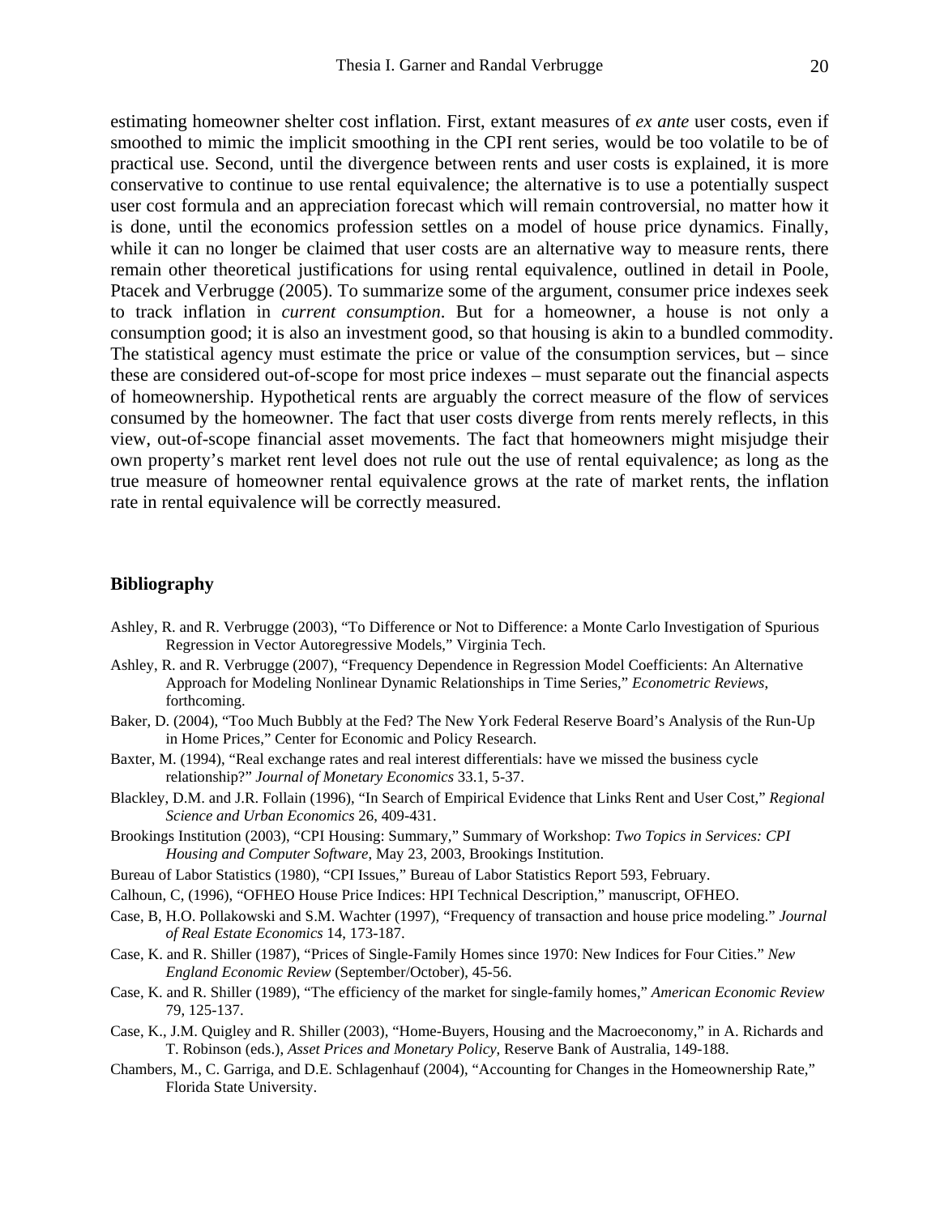estimating homeowner shelter cost inflation. First, extant measures of *ex ante* user costs, even if smoothed to mimic the implicit smoothing in the CPI rent series, would be too volatile to be of practical use. Second, until the divergence between rents and user costs is explained, it is more conservative to continue to use rental equivalence; the alternative is to use a potentially suspect user cost formula and an appreciation forecast which will remain controversial, no matter how it is done, until the economics profession settles on a model of house price dynamics. Finally, while it can no longer be claimed that user costs are an alternative way to measure rents, there remain other theoretical justifications for using rental equivalence, outlined in detail in Poole, Ptacek and Verbrugge (2005). To summarize some of the argument, consumer price indexes seek to track inflation in *current consumption*. But for a homeowner, a house is not only a consumption good; it is also an investment good, so that housing is akin to a bundled commodity. The statistical agency must estimate the price or value of the consumption services, but – since these are considered out-of-scope for most price indexes – must separate out the financial aspects of homeownership. Hypothetical rents are arguably the correct measure of the flow of services consumed by the homeowner. The fact that user costs diverge from rents merely reflects, in this view, out-of-scope financial asset movements. The fact that homeowners might misjudge their own property's market rent level does not rule out the use of rental equivalence; as long as the true measure of homeowner rental equivalence grows at the rate of market rents, the inflation rate in rental equivalence will be correctly measured.

## Bibliography

Ashley, R. and R. Verbrugge (2003), "To Difference or Not to Difference: a Monte Carlo Investigation of Spurious Regression in Vector Autoregressive Models," Virginia Tech.

Ashley, R. and R. Verbrugge (2007), "Frequency Dependence in Regression Model Coefficients: An Alternative Approach for Modeling Nonlinear Dynamic Relationships in Time Series," *Econometric Reviews*, forthcoming.

Baker, D. (2004), "Too Much Bubbly at the Fed? The New York Federal Reserve Board's Analysis of the Run-Up in Home Prices," Center for Economic and Policy Research.

Baxter, M. (1994), "Real exchange rates and real interest differentials: have we missed the business cycle relationship?" *Journal of Monetary Economics* 33.1, 5-37.

Blackley, D.M. and J.R. Follain (1996), "In Search of Empirical Evidence that Links Rent and User Cost," *Regional Science and Urban Economics* 26, 409-431.

Brookings Institution (2003), "CPI Housing: Summary," Summary of Workshop: *Two Topics in Services: CPI Housing and Computer Software*, May 23, 2003, Brookings Institution.

Bureau of Labor Statistics (1980), "CPI Issues," Bureau of Labor Statistics Report 593, February.

Calhoun, C, (1996), "OFHEO House Price Indices: HPI Technical Description," manuscript, OFHEO.

Case, B, H.O. Pollakowski and S.M. Wachter (1997), "Frequency of transaction and house price modeling." *Journal of Real Estate Economics* 14, 173-187.

Case, K. and R. Shiller (1987), "Prices of Single-Family Homes since 1970: New Indices for Four Cities." *New England Economic Review* (September/October), 45-56.

Case, K. and R. Shiller (1989), "The efficiency of the market for single-family homes," *American Economic Review* 79, 125-137.

Case, K., J.M. Quigley and R. Shiller (2003), "Home-Buyers, Housing and the Macroeconomy," in A. Richards and T. Robinson (eds.), *Asset Prices and Monetary Policy*, Reserve Bank of Australia, 149-188.

Chambers, M., C. Garriga, and D.E. Schlagenhauf (2004), "Accounting for Changes in the Homeownership Rate," Florida State University.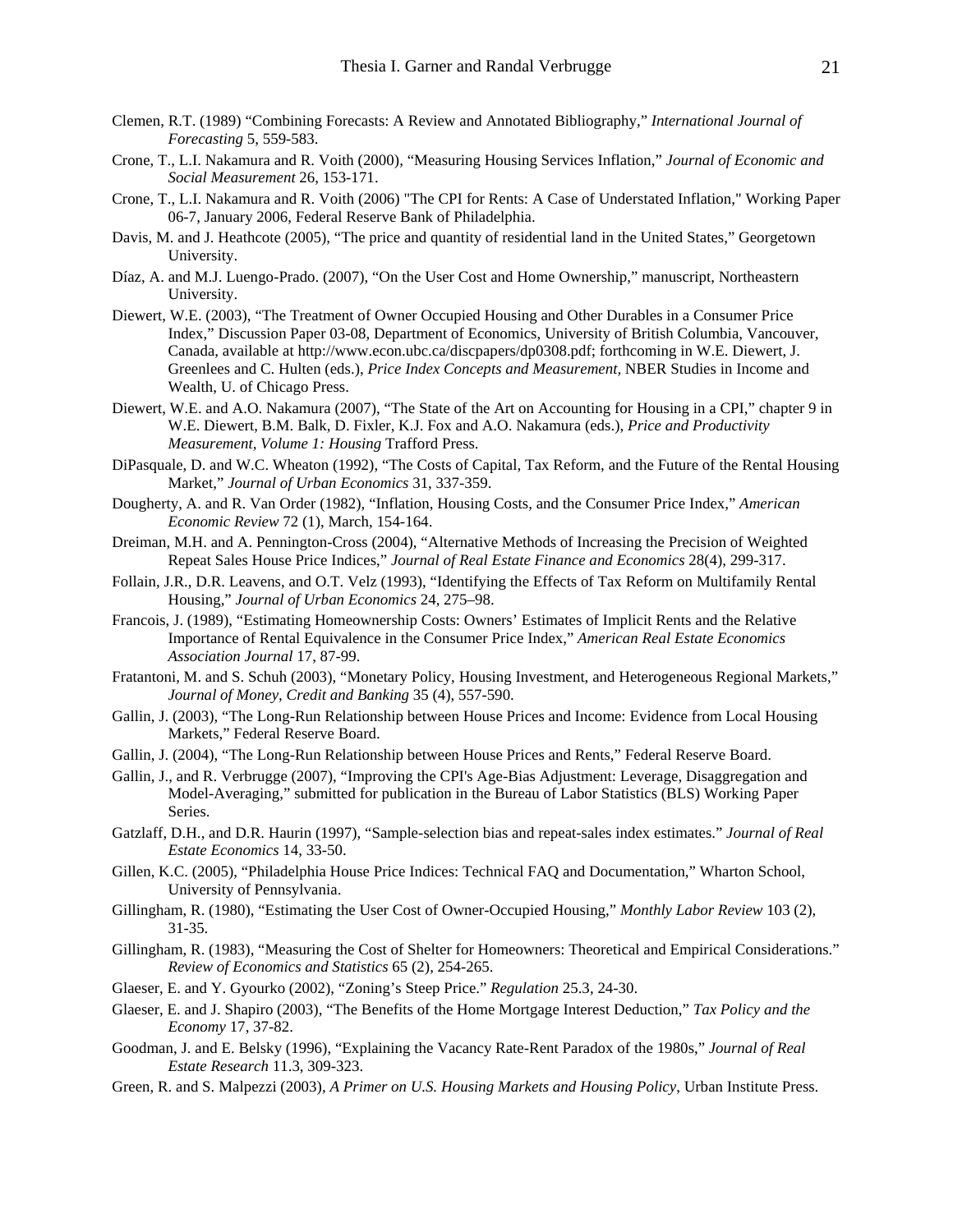Clemen, R.T. (1989) “Combining Forecasts: A Review and Annotated Bibliography,” *International Journal of Forecasting* 5, 559-583.

Crone, T., L.I. Nakamura and R. Voith (2000), “Measuring Housing Services Inflation,” *Journal of Economic and Social Measurement* 26, 153-171.

Crone, T., L.I. Nakamura and R. Voith (2006) "The CPI for Rents: A Case of Understated Inflation," Working Paper 06-7, January 2006, Federal Reserve Bank of Philadelphia.

Davis, M. and J. Heathcote (2005), “The price and quantity of residential land in the United States,” Georgetown University.

Díaz, A. and M.J. Luengo-Prado. (2007), “On the User Cost and Home Ownership,” manuscript, Northeastern University.

Diewert, W.E. (2003), “The Treatment of Owner Occupied Housing and Other Durables in a Consumer Price Index,” Discussion Paper 03-08, Department of Economics, University of British Columbia, Vancouver, Canada, available at http://www.econ.ubc.ca/discpapers/dp0308.pdf; forthcoming in W.E. Diewert, J. Greenlees and C. Hulten (eds.), *Price Index Concepts and Measurement*, NBER Studies in Income and Wealth, U. of Chicago Press.

Diewert, W.E. and A.O. Nakamura (2007), “The State of the Art on Accounting for Housing in a CPI,” chapter 9 in W.E. Diewert, B.M. Balk, D. Fixler, K.J. Fox and A.O. Nakamura (eds.), *Price and Productivity Measurement, Volume 1: Housing* Trafford Press.

DiPasquale, D. and W.C. Wheaton (1992), “The Costs of Capital, Tax Reform, and the Future of the Rental Housing Market,” *Journal of Urban Economics* 31, 337-359.

Dougherty, A. and R. Van Order (1982), “Inflation, Housing Costs, and the Consumer Price Index,” *American Economic Review* 72 (1), March, 154-164.

Dreiman, M.H. and A. Pennington-Cross (2004), “Alternative Methods of Increasing the Precision of Weighted Repeat Sales House Price Indices,” *Journal of Real Estate Finance and Economics* 28(4), 299-317.

Follain, J.R., D.R. Leavens, and O.T. Velz (1993), “Identifying the Effects of Tax Reform on Multifamily Rental Housing,” *Journal of Urban Economics* 24, 275–98.

Francois, J. (1989), “Estimating Homeownership Costs: Owners’ Estimates of Implicit Rents and the Relative Importance of Rental Equivalence in the Consumer Price Index,” *American Real Estate Economics Association Journal* 17, 87-99.

Fratantoni, M. and S. Schuh (2003), “Monetary Policy, Housing Investment, and Heterogeneous Regional Markets,” *Journal of Money, Credit and Banking* 35 (4), 557-590.

Gallin, J. (2003), “The Long-Run Relationship between House Prices and Income: Evidence from Local Housing Markets,” Federal Reserve Board.

Gallin, J. (2004), “The Long-Run Relationship between House Prices and Rents,” Federal Reserve Board.

Gallin, J., and R. Verbrugge (2007), “Improving the CPI's Age-Bias Adjustment: Leverage, Disaggregation and Model-Averaging,” submitted for publication in the Bureau of Labor Statistics (BLS) Working Paper Series.

Gatzlaff, D.H., and D.R. Haurin (1997), “Sample-selection bias and repeat-sales index estimates.” *Journal of Real Estate Economics* 14, 33-50.

Gillen, K.C. (2005), “Philadelphia House Price Indices: Technical FAQ and Documentation,” Wharton School, University of Pennsylvania.

Gillingham, R. (1980), “Estimating the User Cost of Owner-Occupied Housing,” *Monthly Labor Review* 103 (2), 31-35.

Gillingham, R. (1983), “Measuring the Cost of Shelter for Homeowners: Theoretical and Empirical Considerations.” *Review of Economics and Statistics* 65 (2), 254-265.

Glaeser, E. and Y. Gyourko (2002), “Zoning’s Steep Price.” *Regulation* 25.3, 24-30.

Glaeser, E. and J. Shapiro (2003), “The Benefits of the Home Mortgage Interest Deduction,” *Tax Policy and the Economy* 17, 37-82.

Goodman, J. and E. Belsky (1996), “Explaining the Vacancy Rate-Rent Paradox of the 1980s,” *Journal of Real Estate Research* 11.3, 309-323.

Green, R. and S. Malpezzi (2003), *A Primer on U.S. Housing Markets and Housing Policy*, Urban Institute Press.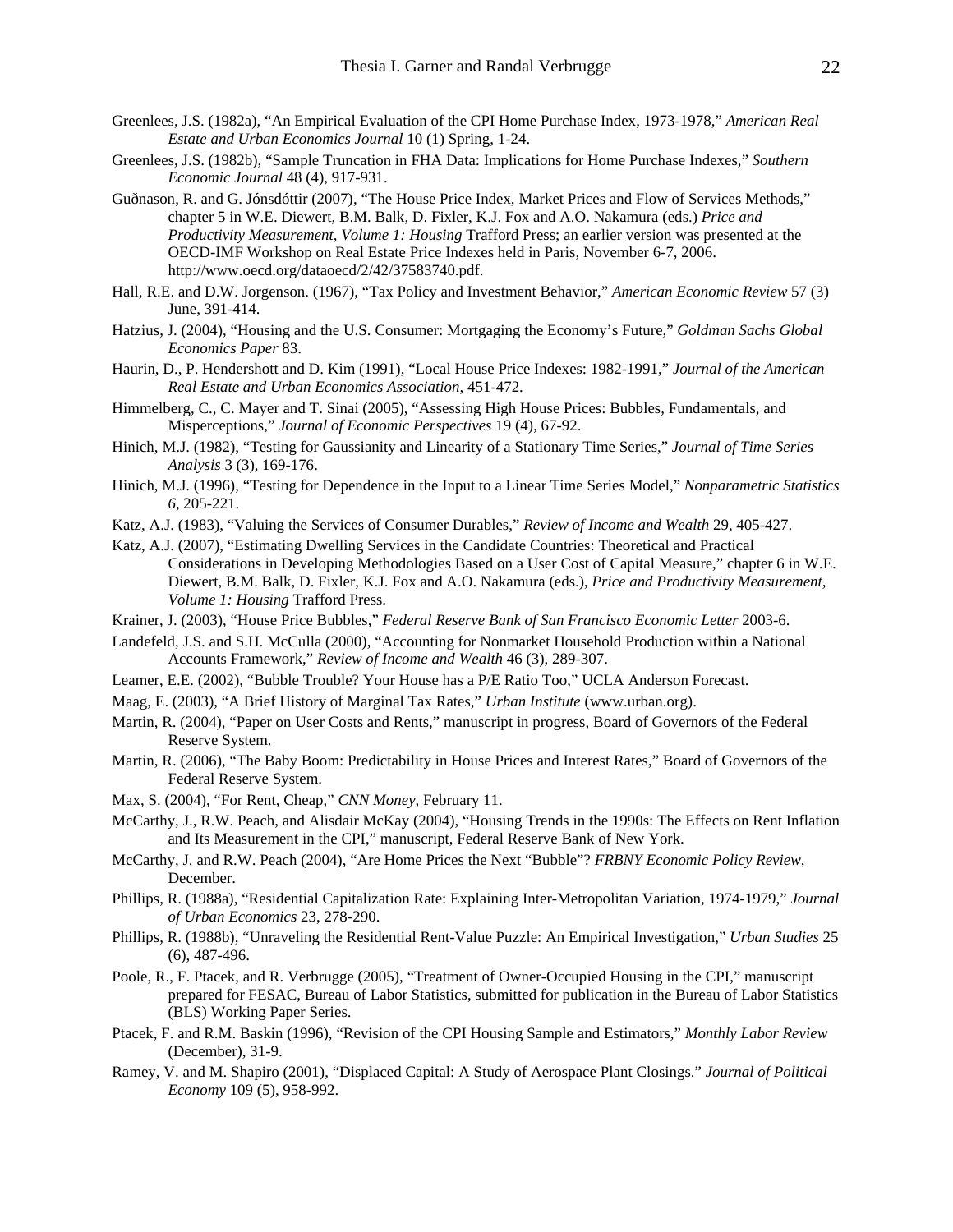Greenlees, J.S. (1982a), "An Empirical Evaluation of the CPI Home Purchase Index, 1973-1978," *American Real Estate and Urban Economics Journal* 10 (1) Spring, 1-24.

Greenlees, J.S. (1982b), "Sample Truncation in FHA Data: Implications for Home Purchase Indexes," *Southern Economic Journal* 48 (4), 917-931.

Guðnason, R. and G. Jónsdóttir (2007), "The House Price Index, Market Prices and Flow of Services Methods," chapter 5 in W.E. Diewert, B.M. Balk, D. Fixler, K.J. Fox and A.O. Nakamura (eds.) *Price and Productivity Measurement, Volume 1: Housing* Trafford Press; an earlier version was presented at the OECD-IMF Workshop on Real Estate Price Indexes held in Paris, November 6-7, 2006. http://www.oecd.org/dataoecd/2/42/37583740.pdf.

Hall, R.E. and D.W. Jorgenson. (1967), "Tax Policy and Investment Behavior," *American Economic Review* 57 (3) June, 391-414.

Hatzius, J. (2004), "Housing and the U.S. Consumer: Mortgaging the Economy's Future," *Goldman Sachs Global Economics Paper* 83.

Haurin, D., P. Hendershott and D. Kim (1991), "Local House Price Indexes: 1982-1991," *Journal of the American Real Estate and Urban Economics Association*, 451-472.

Himmelberg, C., C. Mayer and T. Sinai (2005), "Assessing High House Prices: Bubbles, Fundamentals, and Misperceptions," *Journal of Economic Perspectives* 19 (4), 67-92.

Hinich, M.J. (1982), "Testing for Gaussianity and Linearity of a Stationary Time Series," *Journal of Time Series Analysis* 3 (3), 169-176.

Hinich, M.J. (1996), "Testing for Dependence in the Input to a Linear Time Series Model," *Nonparametric Statistics 6*, 205-221.

Katz, A.J. (1983), "Valuing the Services of Consumer Durables," *Review of Income and Wealth* 29, 405-427.

Katz, A.J. (2007), "Estimating Dwelling Services in the Candidate Countries: Theoretical and Practical Considerations in Developing Methodologies Based on a User Cost of Capital Measure," chapter 6 in W.E. Diewert, B.M. Balk, D. Fixler, K.J. Fox and A.O. Nakamura (eds.), *Price and Productivity Measurement, Volume 1: Housing* Trafford Press.

Krainer, J. (2003), "House Price Bubbles," *Federal Reserve Bank of San Francisco Economic Letter* 2003-6.

Landefeld, J.S. and S.H. McCulla (2000), "Accounting for Nonmarket Household Production within a National Accounts Framework," *Review of Income and Wealth* 46 (3), 289-307.

Leamer, E.E. (2002), "Bubble Trouble? Your House has a P/E Ratio Too," UCLA Anderson Forecast.

Maag, E. (2003), "A Brief History of Marginal Tax Rates," *Urban Institute* (www.urban.org).

Martin, R. (2004), "Paper on User Costs and Rents," manuscript in progress, Board of Governors of the Federal Reserve System.

Martin, R. (2006), "The Baby Boom: Predictability in House Prices and Interest Rates," Board of Governors of the Federal Reserve System.

Max, S. (2004), "For Rent, Cheap," *CNN Money*, February 11.

McCarthy, J., R.W. Peach, and Alisdair McKay (2004), "Housing Trends in the 1990s: The Effects on Rent Inflation and Its Measurement in the CPI," manuscript, Federal Reserve Bank of New York.

McCarthy, J. and R.W. Peach (2004), "Are Home Prices the Next "Bubble"? *FRBNY Economic Policy Review*, December.

Phillips, R. (1988a), "Residential Capitalization Rate: Explaining Inter-Metropolitan Variation, 1974-1979," *Journal of Urban Economics* 23, 278-290.

Phillips, R. (1988b), "Unraveling the Residential Rent-Value Puzzle: An Empirical Investigation," *Urban Studies* 25 (6), 487-496.

Poole, R., F. Ptacek, and R. Verbrugge (2005), "Treatment of Owner-Occupied Housing in the CPI," manuscript prepared for FESAC, Bureau of Labor Statistics, submitted for publication in the Bureau of Labor Statistics (BLS) Working Paper Series.

Ptacek, F. and R.M. Baskin (1996), "Revision of the CPI Housing Sample and Estimators," *Monthly Labor Review* (December), 31-9.

Ramey, V. and M. Shapiro (2001), "Displaced Capital: A Study of Aerospace Plant Closings." *Journal of Political Economy* 109 (5), 958-992.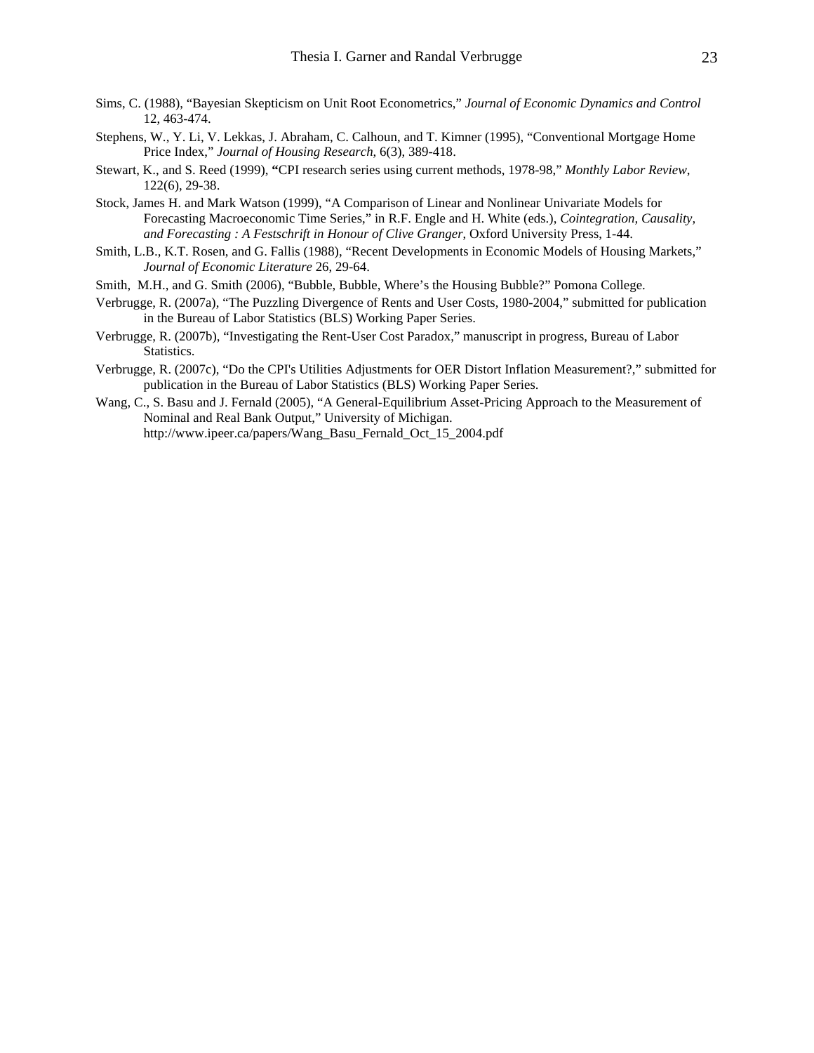Sims, C. (1988), "Bayesian Skepticism on Unit Root Econometrics," *Journal of Economic Dynamics and Control* 12, 463-474.

Stephens, W., Y. Li, V. Lekkas, J. Abraham, C. Calhoun, and T. Kimner (1995), "Conventional Mortgage Home Price Index," *Journal of Housing Research*, 6(3), 389-418.

Stewart, K., and S. Reed (1999), **"**CPI research series using current methods, 1978-98," *Monthly Labor Review*, 122(6), 29-38.

Stock, James H. and Mark Watson (1999), "A Comparison of Linear and Nonlinear Univariate Models for Forecasting Macroeconomic Time Series," in R.F. Engle and H. White (eds.), *Cointegration, Causality, and Forecasting : A Festschrift in Honour of Clive Granger*, Oxford University Press, 1-44.

Smith, L.B., K.T. Rosen, and G. Fallis (1988), "Recent Developments in Economic Models of Housing Markets," *Journal of Economic Literature* 26, 29-64.

Smith, M.H., and G. Smith (2006), "Bubble, Bubble, Where's the Housing Bubble?" Pomona College.

Verbrugge, R. (2007a), "The Puzzling Divergence of Rents and User Costs, 1980-2004," submitted for publication in the Bureau of Labor Statistics (BLS) Working Paper Series.

Verbrugge, R. (2007b), "Investigating the Rent-User Cost Paradox," manuscript in progress, Bureau of Labor Statistics.

Verbrugge, R. (2007c), "Do the CPI's Utilities Adjustments for OER Distort Inflation Measurement?," submitted for publication in the Bureau of Labor Statistics (BLS) Working Paper Series.

Wang, C., S. Basu and J. Fernald (2005), "A General-Equilibrium Asset-Pricing Approach to the Measurement of Nominal and Real Bank Output," University of Michigan. http://www.ipeer.ca/papers/Wang_Basu_Fernald_Oct_15_2004.pdf